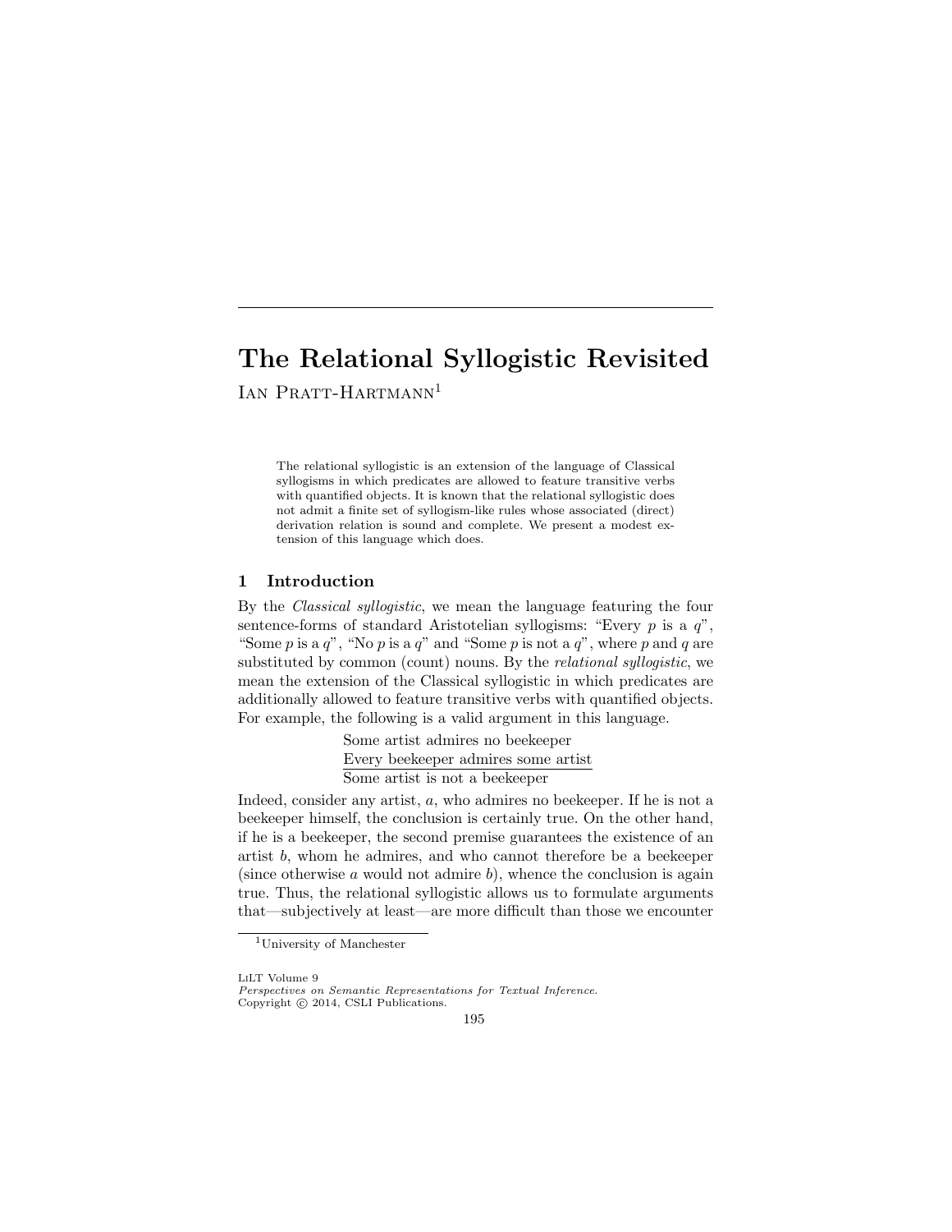# The Relational Syllogistic Revisited

Ian Pratt-Hartmann[1]

> The relational syllogistic is an extension of the language of Classical syllogisms in which predicates are allowed to feature transitive verbs with quantified objects. It is known that the relational syllogistic does not admit a finite set of syllogism-like rules whose associated (direct) derivation relation is sound and complete. We present a modest extension of this language which does.

## 1 Introduction

By the *Classical syllogistic*, we mean the language featuring the four sentence-forms of standard Aristotelian syllogisms: "Every $p$ is a $q$", "Some $p$ is a $q$", "No $p$ is a $q$" and "Some $p$ is not a $q$", where $p$ and $q$ are substituted by common (count) nouns. By the *relational syllogistic*, we mean the extension of the Classical syllogistic in which predicates are additionally allowed to feature transitive verbs with quantified objects. For example, the following is a valid argument in this language.

Some artist admires no beekeeper
Every beekeeper admires some artist
———————————————
Some artist is not a beekeeper

Indeed, consider any artist, $a$, who admires no beekeeper. If he is not a beekeeper himself, the conclusion is certainly true. On the other hand, if he is a beekeeper, the second premise guarantees the existence of an artist $b$, whom he admires, and who cannot therefore be a beekeeper (since otherwise $a$ would not admire $b$), whence the conclusion is again true. Thus, the relational syllogistic allows us to formulate arguments that—subjectively at least—are more difficult than those we encounter

[1]University of Manchester

LiLT Volume 9
*Perspectives on Semantic Representations for Textual Inference.*
Copyright © 2014, CSLI Publications.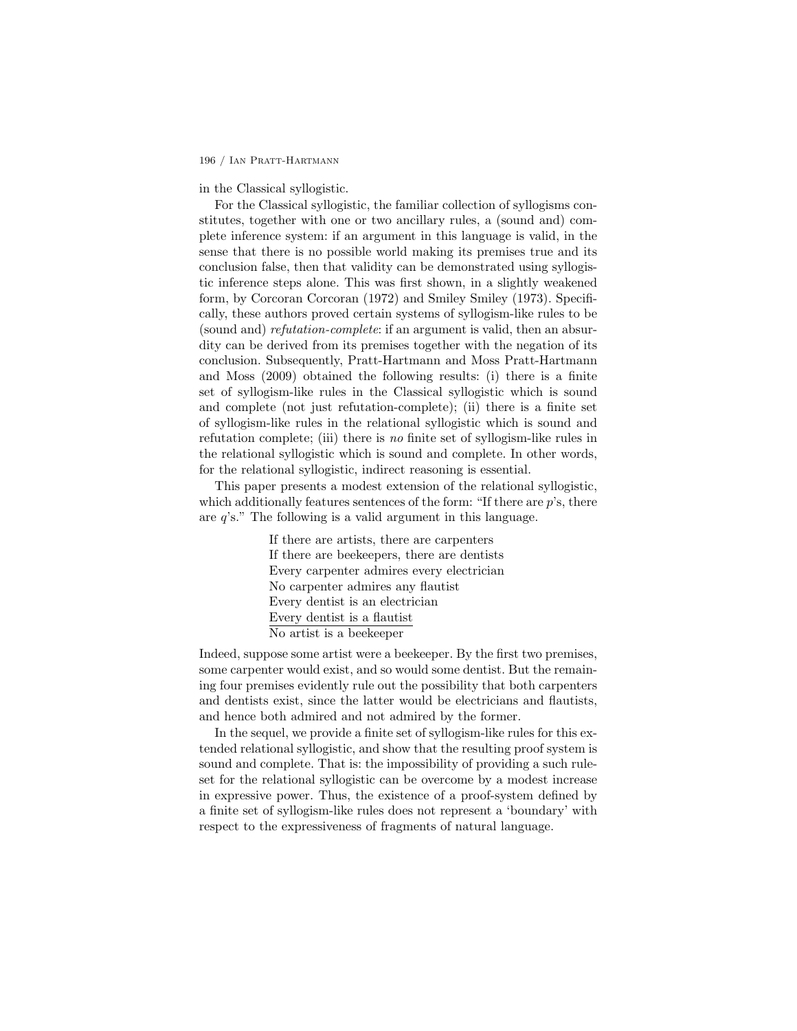in the Classical syllogistic.

For the Classical syllogistic, the familiar collection of syllogisms constitutes, together with one or two ancillary rules, a (sound and) complete inference system: if an argument in this language is valid, in the sense that there is no possible world making its premises true and its conclusion false, then that validity can be demonstrated using syllogistic inference steps alone. This was first shown, in a slightly weakened form, by Corcoran Corcoran (1972) and Smiley Smiley (1973). Specifically, these authors proved certain systems of syllogism-like rules to be (sound and) *refutation-complete*: if an argument is valid, then an absurdity can be derived from its premises together with the negation of its conclusion. Subsequently, Pratt-Hartmann and Moss Pratt-Hartmann and Moss (2009) obtained the following results: (i) there is a finite set of syllogism-like rules in the Classical syllogistic which is sound and complete (not just refutation-complete); (ii) there is a finite set of syllogism-like rules in the relational syllogistic which is sound and refutation complete; (iii) there is *no* finite set of syllogism-like rules in the relational syllogistic which is sound and complete. In other words, for the relational syllogistic, indirect reasoning is essential.

This paper presents a modest extension of the relational syllogistic, which additionally features sentences of the form: "If there are $p$'s, there are $q$'s." The following is a valid argument in this language.

> If there are artists, there are carpenters
> If there are beekeepers, there are dentists
> Every carpenter admires every electrician
> No carpenter admires any flautist
> Every dentist is an electrician
> Every dentist is a flautist
> ---
> No artist is a beekeeper

Indeed, suppose some artist were a beekeeper. By the first two premises, some carpenter would exist, and so would some dentist. But the remaining four premises evidently rule out the possibility that both carpenters and dentists exist, since the latter would be electricians and flautists, and hence both admired and not admired by the former.

In the sequel, we provide a finite set of syllogism-like rules for this extended relational syllogistic, and show that the resulting proof system is sound and complete. That is: the impossibility of providing a such rule-set for the relational syllogistic can be overcome by a modest increase in expressive power. Thus, the existence of a proof-system defined by a finite set of syllogism-like rules does not represent a 'boundary' with respect to the expressiveness of fragments of natural language.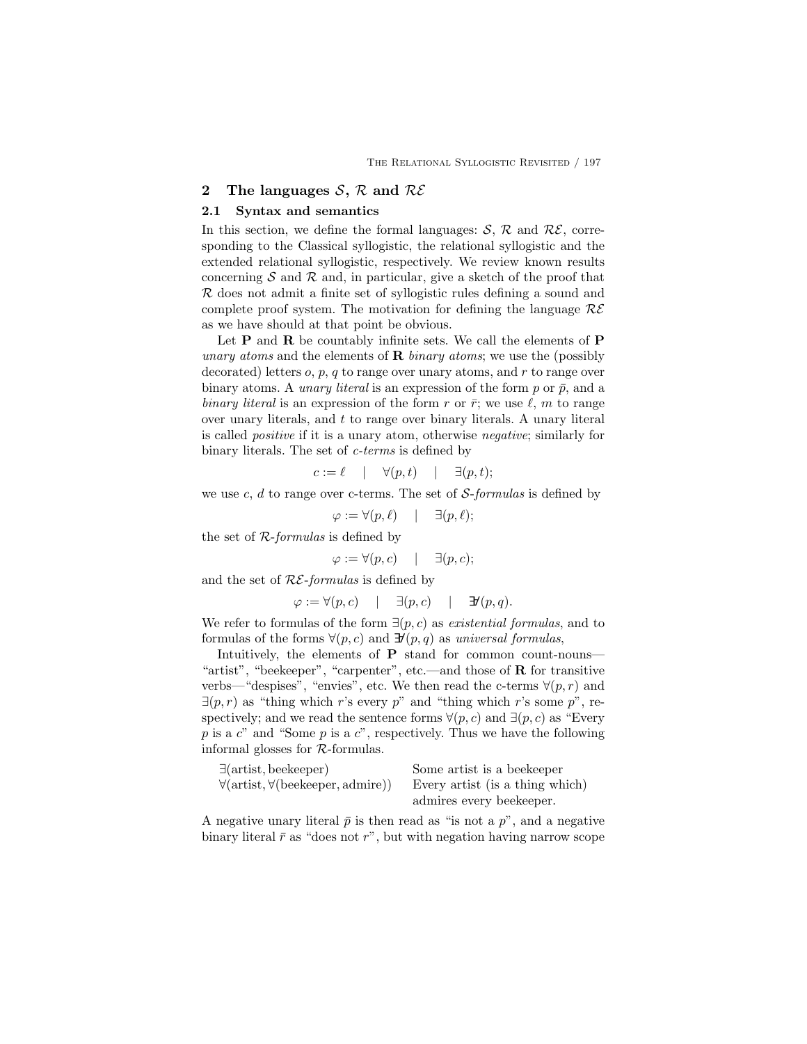## 2 The languages $\mathcal{S}$, $\mathcal{R}$ and $\mathcal{RE}$

### 2.1 Syntax and semantics

In this section, we define the formal languages: $\mathcal{S}$, $\mathcal{R}$ and $\mathcal{RE}$, corresponding to the Classical syllogistic, the relational syllogistic and the extended relational syllogistic, respectively. We review known results concerning $\mathcal{S}$ and $\mathcal{R}$ and, in particular, give a sketch of the proof that $\mathcal{R}$ does not admit a finite set of syllogistic rules defining a sound and complete proof system. The motivation for defining the language $\mathcal{RE}$ as we have should at that point be obvious.

Let $\mathbf{P}$ and $\mathbf{R}$ be countably infinite sets. We call the elements of $\mathbf{P}$ *unary atoms* and the elements of $\mathbf{R}$ *binary atoms*; we use the (possibly decorated) letters $o$, $p$, $q$ to range over unary atoms, and $r$ to range over binary atoms. A *unary literal* is an expression of the form $p$ or $\bar{p}$, and a *binary literal* is an expression of the form $r$ or $\bar{r}$; we use $\ell$, $m$ to range over unary literals, and $t$ to range over binary literals. A unary literal is called *positive* if it is a unary atom, otherwise *negative*; similarly for binary literals. The set of *c-terms* is defined by

$$c := \ell \quad | \quad \forall(p, t) \quad | \quad \exists(p, t);$$

we use $c$, $d$ to range over c-terms. The set of *$\mathcal{S}$-formulas* is defined by

$$\varphi := \forall(p, \ell) \quad | \quad \exists(p, \ell);$$

the set of *$\mathcal{R}$-formulas* is defined by

$$\varphi := \forall(p, c) \quad | \quad \exists(p, c);$$

and the set of *$\mathcal{RE}$-formulas* is defined by

$$\varphi := \forall(p, c) \quad | \quad \exists(p, c) \quad | \quad \not\exists(p, q).$$

We refer to formulas of the form $\exists(p, c)$ as *existential formulas*, and to formulas of the forms $\forall(p, c)$ and $\not\exists(p, q)$ as *universal formulas*,

Intuitively, the elements of $\mathbf{P}$ stand for common count-nouns—"artist", "beekeeper", "carpenter", etc.—and those of $\mathbf{R}$ for transitive verbs—"despises", "envies", etc. We then read the c-terms $\forall(p, r)$ and $\exists(p, r)$ as "thing which $r$'s every $p$" and "thing which $r$'s some $p$", respectively; and we read the sentence forms $\forall(p, c)$ and $\exists(p, c)$ as "Every $p$ is a $c$" and "Some $p$ is a $c$", respectively. Thus we have the following informal glosses for $\mathcal{R}$-formulas.

| | |
|---|---|
| $\exists(\text{artist}, \text{beekeeper})$ | Some artist is a beekeeper |
| $\forall(\text{artist}, \forall(\text{beekeeper}, \text{admire}))$ | Every artist (is a thing which) admires every beekeeper. |

A negative unary literal $\bar{p}$ is then read as "is not a $p$", and a negative binary literal $\bar{r}$ as "does not $r$", but with negation having narrow scope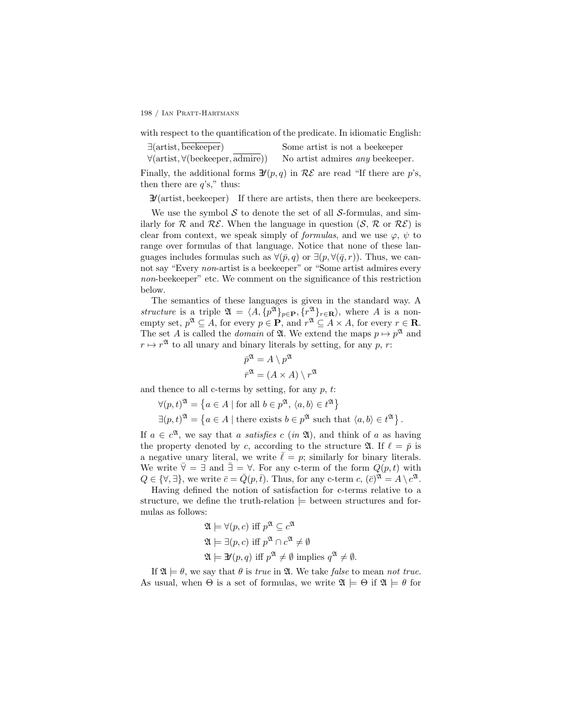with respect to the quantification of the predicate. In idiomatic English:

| | |
|---|---|
| $\exists(\text{artist}, \overline{\text{beekeeper}})$ | Some artist is not a beekeeper |
| $\forall(\text{artist}, \forall(\text{beekeeper}, \overline{\text{admire}}))$ | No artist admires *any* beekeeper. |

Finally, the additional forms $\exists\!\!\!/(p, q)$ in $\mathcal{RE}$ are read "If there are $p$'s, then there are $q$'s," thus:

$\exists\!\!\!/(\text{artist}, \text{beekeeper})$ If there are artists, then there are beekeepers.

We use the symbol $\mathcal{S}$ to denote the set of all $\mathcal{S}$-formulas, and similarly for $\mathcal{R}$ and $\mathcal{RE}$. When the language in question ($\mathcal{S}$, $\mathcal{R}$ or $\mathcal{RE}$) is clear from context, we speak simply of *formulas*, and we use $\varphi$, $\psi$ to range over formulas of that language. Notice that none of these languages includes formulas such as $\forall(\bar{p}, q)$ or $\exists(p, \forall(\bar{q}, r))$. Thus, we cannot say "Every *non*-artist is a beekeeper" or "Some artist admires every *non*-beekeeper" etc. We comment on the significance of this restriction below.

The semantics of these languages is given in the standard way. A *structure* is a triple $\mathfrak{A} = \langle A, \{p^{\mathfrak{A}}\}_{p \in \mathbf{P}}, \{r^{\mathfrak{A}}\}_{r \in \mathbf{R}} \rangle$, where $A$ is a non-empty set, $p^{\mathfrak{A}} \subseteq A$, for every $p \in \mathbf{P}$, and $r^{\mathfrak{A}} \subseteq A \times A$, for every $r \in \mathbf{R}$. The set $A$ is called the *domain* of $\mathfrak{A}$. We extend the maps $p \mapsto p^{\mathfrak{A}}$ and $r \mapsto r^{\mathfrak{A}}$ to all unary and binary literals by setting, for any $p$, $r$:

$$\bar{p}^{\mathfrak{A}} = A \setminus p^{\mathfrak{A}}$$
$$\bar{r}^{\mathfrak{A}} = (A \times A) \setminus r^{\mathfrak{A}}$$

and thence to all c-terms by setting, for any $p$, $t$:

$$\forall(p, t)^{\mathfrak{A}} = \left\{ a \in A \mid \text{for all } b \in p^{\mathfrak{A}}, \langle a, b \rangle \in t^{\mathfrak{A}} \right\}$$
$$\exists(p, t)^{\mathfrak{A}} = \left\{ a \in A \mid \text{there exists } b \in p^{\mathfrak{A}} \text{ such that } \langle a, b \rangle \in t^{\mathfrak{A}} \right\}.$$

If $a \in c^{\mathfrak{A}}$, we say that *a satisfies c* (*in* $\mathfrak{A}$), and think of $a$ as having the property denoted by $c$, according to the structure $\mathfrak{A}$. If $\ell = \bar{p}$ is a negative unary literal, we write $\bar{\ell} = p$; similarly for binary literals. We write $\bar{\forall} = \exists$ and $\bar{\exists} = \forall$. For any c-term of the form $Q(p, t)$ with $Q \in \{\forall, \exists\}$, we write $\bar{c} = \bar{Q}(p, \bar{t})$. Thus, for any c-term $c$, $(\bar{c})^{\mathfrak{A}} = A \setminus c^{\mathfrak{A}}$.

Having defined the notion of satisfaction for c-terms relative to a structure, we define the truth-relation $\models$ between structures and formulas as follows:

$$\mathfrak{A} \models \forall(p, c) \text{ iff } p^{\mathfrak{A}} \subseteq c^{\mathfrak{A}}$$
$$\mathfrak{A} \models \exists(p, c) \text{ iff } p^{\mathfrak{A}} \cap c^{\mathfrak{A}} \neq \emptyset$$
$$\mathfrak{A} \models \exists\!\!\!/(p, q) \text{ iff } p^{\mathfrak{A}} \neq \emptyset \text{ implies } q^{\mathfrak{A}} \neq \emptyset.$$

If $\mathfrak{A} \models \theta$, we say that $\theta$ is *true* in $\mathfrak{A}$. We take *false* to mean *not true*. As usual, when $\Theta$ is a set of formulas, we write $\mathfrak{A} \models \Theta$ if $\mathfrak{A} \models \theta$ for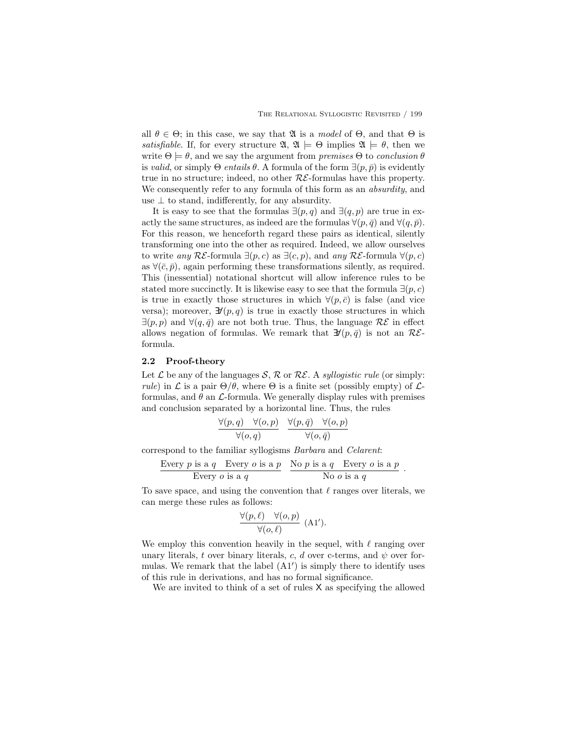all $\theta \in \Theta$; in this case, we say that $\mathfrak{A}$ is a *model* of $\Theta$, and that $\Theta$ is *satisfiable*. If, for every structure $\mathfrak{A}$, $\mathfrak{A} \models \Theta$ implies $\mathfrak{A} \models \theta$, then we write $\Theta \models \theta$, and we say the argument from *premises* $\Theta$ to *conclusion* $\theta$ is *valid*, or simply $\Theta$ *entails* $\theta$. A formula of the form $\exists(p, \bar{p})$ is evidently true in no structure; indeed, no other $\mathcal{RE}$-formulas have this property. We consequently refer to any formula of this form as an *absurdity*, and use $\bot$ to stand, indifferently, for any absurdity.

It is easy to see that the formulas $\exists(p, q)$ and $\exists(q, p)$ are true in exactly the same structures, as indeed are the formulas $\forall(p, \bar{q})$ and $\forall(q, \bar{p})$. For this reason, we henceforth regard these pairs as identical, silently transforming one into the other as required. Indeed, we allow ourselves to write *any* $\mathcal{RE}$-formula $\exists(p, c)$ as $\exists(c, p)$, and *any* $\mathcal{RE}$-formula $\forall(p, c)$ as $\forall(\bar{c}, \bar{p})$, again performing these transformations silently, as required. This (inessential) notational shortcut will allow inference rules to be stated more succinctly. It is likewise easy to see that the formula $\exists(p, c)$ is true in exactly those structures in which $\forall(p, \bar{c})$ is false (and vice versa); moreover, $\not\exists(p, q)$ is true in exactly those structures in which $\exists(p, p)$ and $\forall(q, \bar{q})$ are not both true. Thus, the language $\mathcal{RE}$ in effect allows negation of formulas. We remark that $\not\exists(p, \bar{q})$ is not an $\mathcal{RE}$-formula.

## 2.2 Proof-theory

Let $\mathcal{L}$ be any of the languages $\mathcal{S}$, $\mathcal{R}$ or $\mathcal{RE}$. A *syllogistic rule* (or simply: *rule*) in $\mathcal{L}$ is a pair $\Theta/\theta$, where $\Theta$ is a finite set (possibly empty) of $\mathcal{L}$-formulas, and $\theta$ an $\mathcal{L}$-formula. We generally display rules with premises and conclusion separated by a horizontal line. Thus, the rules

$$\frac{\forall(p, q) \quad \forall(o, p)}{\forall(o, q)} \quad \frac{\forall(p, \bar{q}) \quad \forall(o, p)}{\forall(o, \bar{q})}$$

correspond to the familiar syllogisms *Barbara* and *Celarent*:

$$\frac{\text{Every } p \text{ is a } q \quad \text{Every } o \text{ is a } p}{\text{Every } o \text{ is a } q} \quad \frac{\text{No } p \text{ is a } q \quad \text{Every } o \text{ is a } p}{\text{No } o \text{ is a } q}.$$

To save space, and using the convention that $\ell$ ranges over literals, we can merge these rules as follows:

$$\frac{\forall(p, \ell) \quad \forall(o, p)}{\forall(o, \ell)} \ (\text{A1}').$$

We employ this convention heavily in the sequel, with $\ell$ ranging over unary literals, $t$ over binary literals, $c$, $d$ over c-terms, and $\psi$ over formulas. We remark that the label (A1$'$) is simply there to identify uses of this rule in derivations, and has no formal significance.

We are invited to think of a set of rules $\mathsf{X}$ as specifying the allowed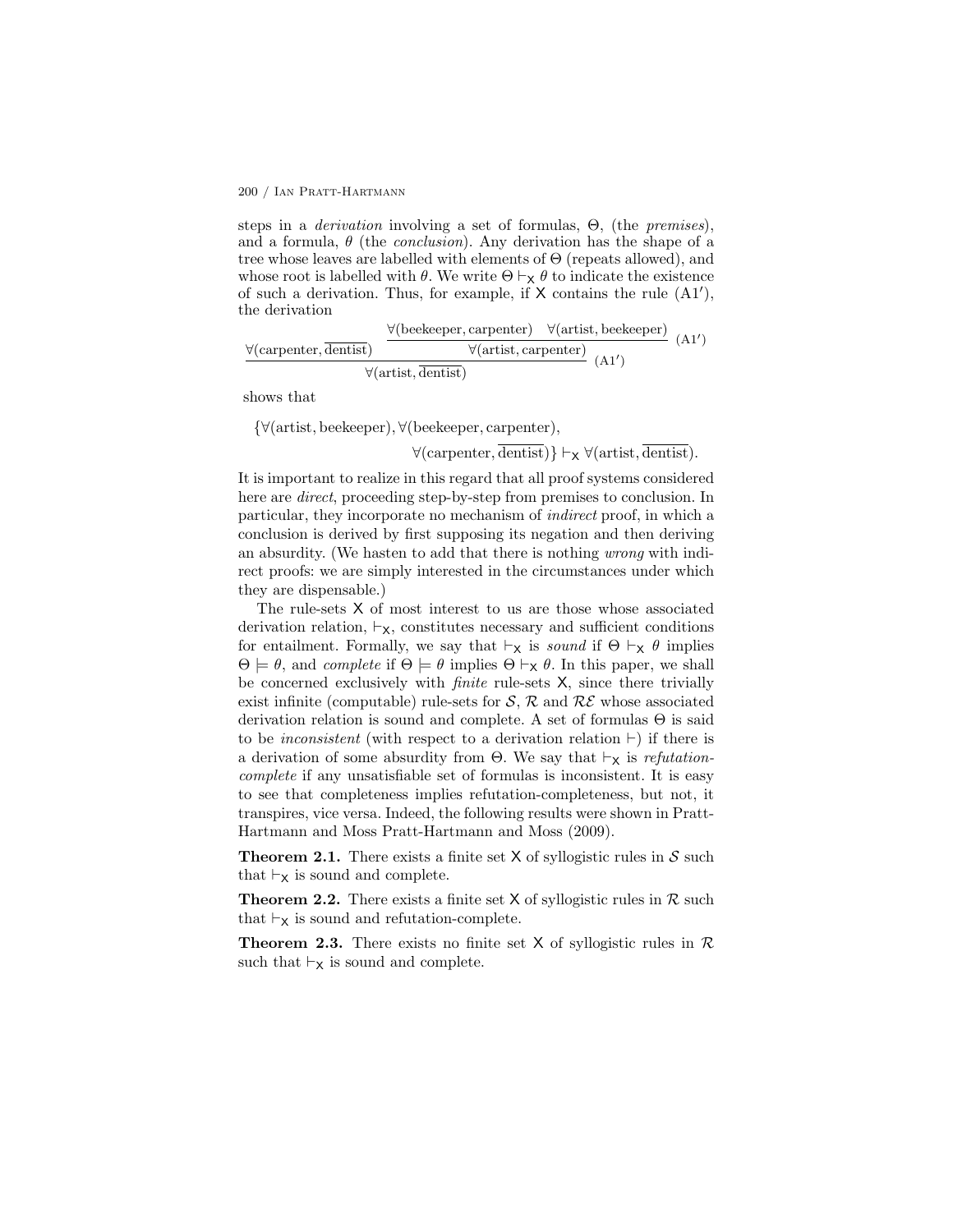steps in a *derivation* involving a set of formulas, $\Theta$, (the *premises*), and a formula, $\theta$ (the *conclusion*). Any derivation has the shape of a tree whose leaves are labelled with elements of $\Theta$ (repeats allowed), and whose root is labelled with $\theta$. We write $\Theta \vdash_{\mathsf{X}} \theta$ to indicate the existence of such a derivation. Thus, for example, if $\mathsf{X}$ contains the rule (A1′), the derivation

$$\dfrac{\forall(\text{carpenter}, \overline{\text{dentist}}) \qquad \dfrac{\forall(\text{beekeeper}, \text{carpenter}) \quad \forall(\text{artist}, \text{beekeeper})}{\forall(\text{artist}, \text{carpenter})}\ (\text{A1}')}{\forall(\text{artist}, \overline{\text{dentist}})}\ (\text{A1}')$$

shows that

$$\{\forall(\text{artist}, \text{beekeeper}), \forall(\text{beekeeper}, \text{carpenter}), \forall(\text{carpenter}, \overline{\text{dentist}})\} \vdash_{\mathsf{X}} \forall(\text{artist}, \overline{\text{dentist}}).$$

It is important to realize in this regard that all proof systems considered here are *direct*, proceeding step-by-step from premises to conclusion. In particular, they incorporate no mechanism of *indirect* proof, in which a conclusion is derived by first supposing its negation and then deriving an absurdity. (We hasten to add that there is nothing *wrong* with indirect proofs: we are simply interested in the circumstances under which they are dispensable.)

The rule-sets $\mathsf{X}$ of most interest to us are those whose associated derivation relation, $\vdash_{\mathsf{X}}$, constitutes necessary and sufficient conditions for entailment. Formally, we say that $\vdash_{\mathsf{X}}$ is *sound* if $\Theta \vdash_{\mathsf{X}} \theta$ implies $\Theta \models \theta$, and *complete* if $\Theta \models \theta$ implies $\Theta \vdash_{\mathsf{X}} \theta$. In this paper, we shall be concerned exclusively with *finite* rule-sets $\mathsf{X}$, since there trivially exist infinite (computable) rule-sets for $\mathcal{S}$, $\mathcal{R}$ and $\mathcal{RE}$ whose associated derivation relation is sound and complete. A set of formulas $\Theta$ is said to be *inconsistent* (with respect to a derivation relation $\vdash$) if there is a derivation of some absurdity from $\Theta$. We say that $\vdash_{\mathsf{X}}$ is *refutation-complete* if any unsatisfiable set of formulas is inconsistent. It is easy to see that completeness implies refutation-completeness, but not, it transpires, vice versa. Indeed, the following results were shown in Pratt-Hartmann and Moss Pratt-Hartmann and Moss (2009).

**Theorem 2.1.** There exists a finite set $\mathsf{X}$ of syllogistic rules in $\mathcal{S}$ such that $\vdash_{\mathsf{X}}$ is sound and complete.

**Theorem 2.2.** There exists a finite set $\mathsf{X}$ of syllogistic rules in $\mathcal{R}$ such that $\vdash_{\mathsf{X}}$ is sound and refutation-complete.

**Theorem 2.3.** There exists no finite set $\mathsf{X}$ of syllogistic rules in $\mathcal{R}$ such that $\vdash_{\mathsf{X}}$ is sound and complete.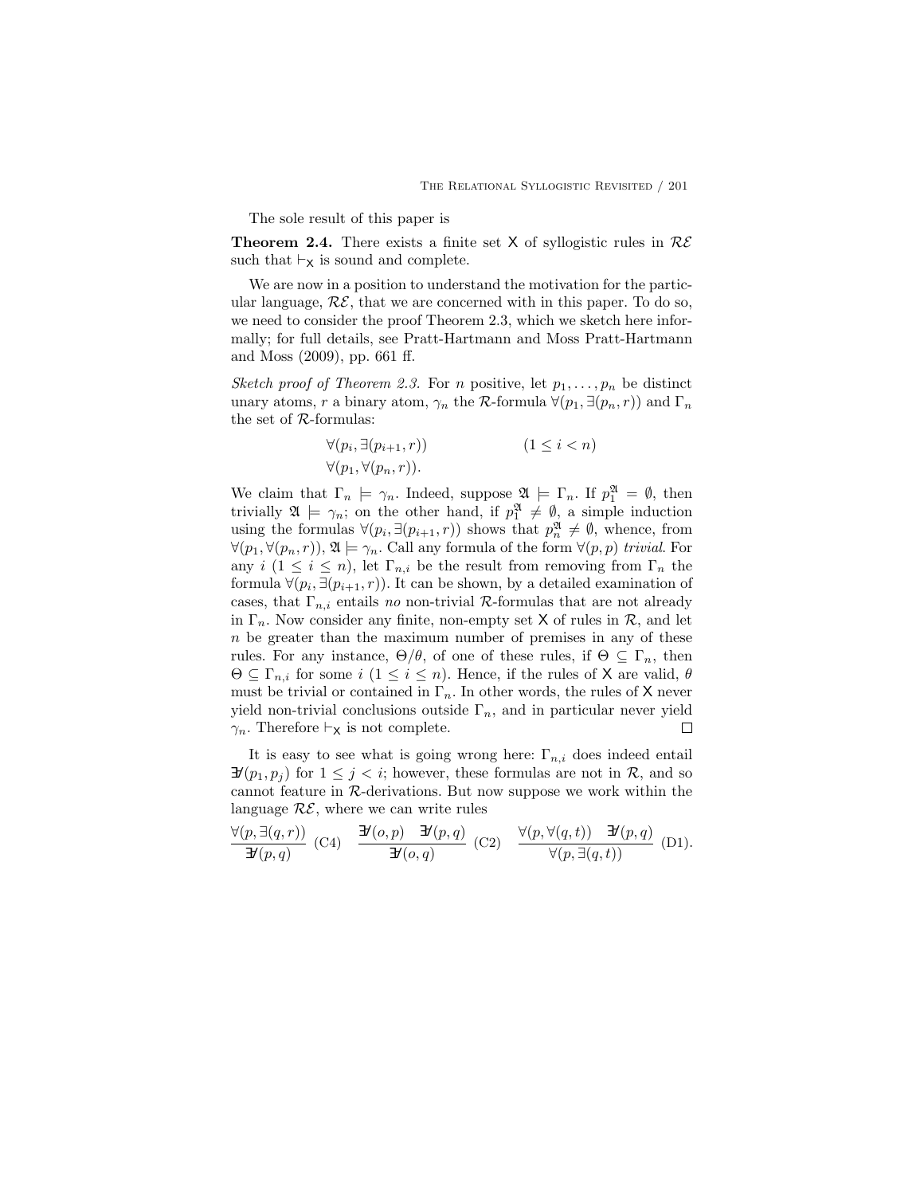The sole result of this paper is

**Theorem 2.4.** There exists a finite set $\mathsf{X}$ of syllogistic rules in $\mathcal{RE}$ such that $\vdash_{\mathsf{X}}$ is sound and complete.

We are now in a position to understand the motivation for the particular language, $\mathcal{RE}$, that we are concerned with in this paper. To do so, we need to consider the proof Theorem 2.3, which we sketch here informally; for full details, see Pratt-Hartmann and Moss Pratt-Hartmann and Moss (2009), pp. 661 ff.

*Sketch proof of Theorem 2.3.* For $n$ positive, let $p_1, \ldots, p_n$ be distinct unary atoms, $r$ a binary atom, $\gamma_n$ the $\mathcal{R}$-formula $\forall(p_1, \exists(p_n, r))$ and $\Gamma_n$ the set of $\mathcal{R}$-formulas:

$$\begin{array}{ll} \forall(p_i, \exists(p_{i+1}, r)) & \qquad (1 \leq i < n) \\ \forall(p_1, \forall(p_n, r)). & \end{array}$$

We claim that $\Gamma_n \models \gamma_n$. Indeed, suppose $\mathfrak{A} \models \Gamma_n$. If $p_1^{\mathfrak{A}} = \emptyset$, then trivially $\mathfrak{A} \models \gamma_n$; on the other hand, if $p_1^{\mathfrak{A}} \neq \emptyset$, a simple induction using the formulas $\forall(p_i, \exists(p_{i+1}, r))$ shows that $p_n^{\mathfrak{A}} \neq \emptyset$, whence, from $\forall(p_1, \forall(p_n, r))$, $\mathfrak{A} \models \gamma_n$. Call any formula of the form $\forall(p, p)$ *trivial*. For any $i$ $(1 \leq i \leq n)$, let $\Gamma_{n,i}$ be the result from removing from $\Gamma_n$ the formula $\forall(p_i, \exists(p_{i+1}, r))$. It can be shown, by a detailed examination of cases, that $\Gamma_{n,i}$ entails *no* non-trivial $\mathcal{R}$-formulas that are not already in $\Gamma_n$. Now consider any finite, non-empty set $\mathsf{X}$ of rules in $\mathcal{R}$, and let $n$ be greater than the maximum number of premises in any of these rules. For any instance, $\Theta/\theta$, of one of these rules, if $\Theta \subseteq \Gamma_n$, then $\Theta \subseteq \Gamma_{n,i}$ for some $i$ $(1 \leq i \leq n)$. Hence, if the rules of $\mathsf{X}$ are valid, $\theta$ must be trivial or contained in $\Gamma_n$. In other words, the rules of $\mathsf{X}$ never yield non-trivial conclusions outside $\Gamma_n$, and in particular never yield $\gamma_n$. Therefore $\vdash_{\mathsf{X}}$ is not complete. $\square$

It is easy to see what is going wrong here: $\Gamma_{n,i}$ does indeed entail $\not\exists(p_1, p_j)$ for $1 \leq j < i$; however, these formulas are not in $\mathcal{R}$, and so cannot feature in $\mathcal{R}$-derivations. But now suppose we work within the language $\mathcal{RE}$, where we can write rules

$$\frac{\forall(p, \exists(q, r))}{\not\exists(p, q)} \text{ (C4)} \quad \frac{\not\exists(o, p) \quad \not\exists(p, q)}{\not\exists(o, q)} \text{ (C2)} \quad \frac{\forall(p, \forall(q, t)) \quad \not\exists(p, q)}{\forall(p, \exists(q, t))} \text{ (D1)}.$$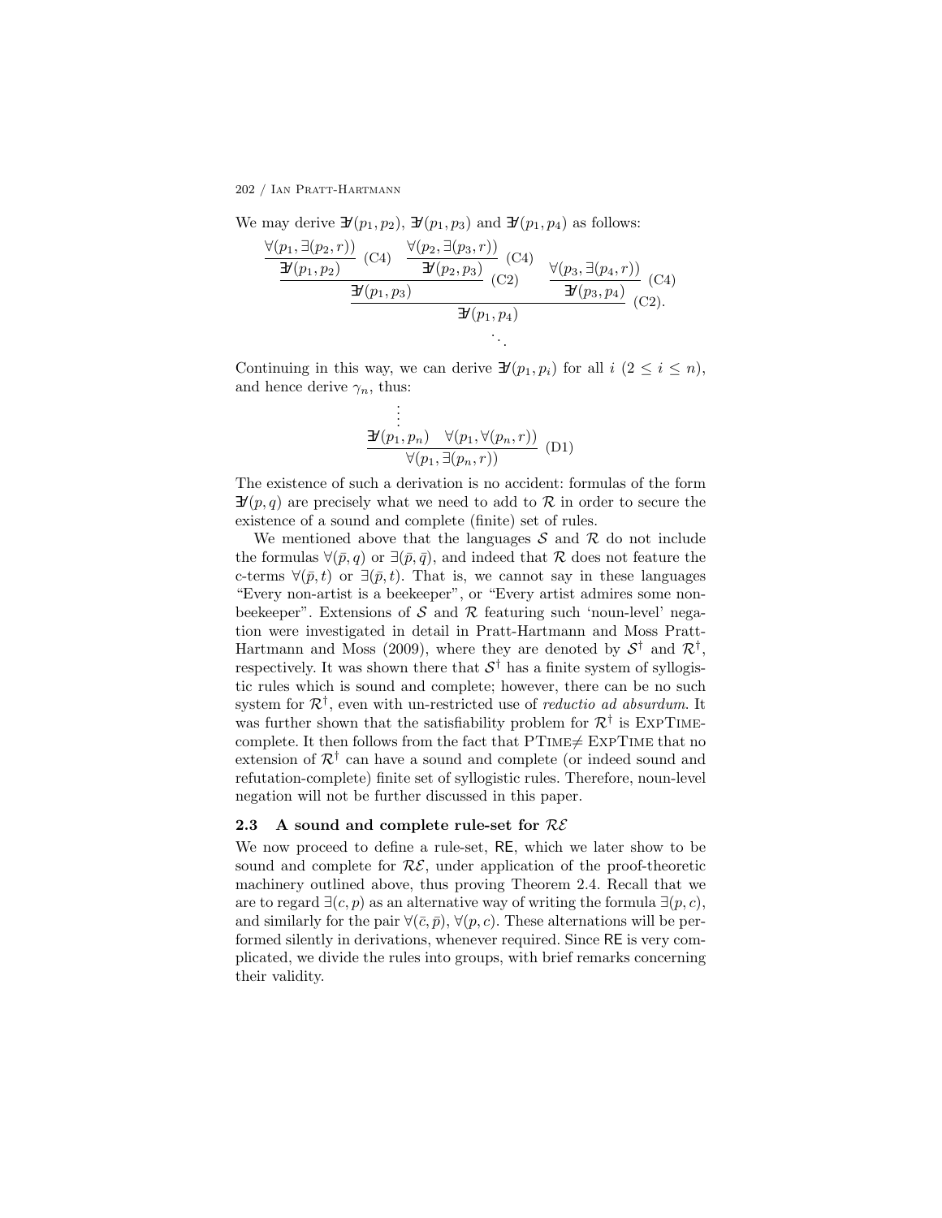We may derive $\exists\!\!\!/(p_1, p_2)$, $\exists\!\!\!/(p_1, p_3)$ and $\exists\!\!\!/(p_1, p_4)$ as follows:

$$\dfrac{\dfrac{\dfrac{\forall(p_1, \exists(p_2, r))}{\exists\!\!\!/(p_1, p_2)}\ (\text{C4}) \quad \dfrac{\forall(p_2, \exists(p_3, r))}{\exists\!\!\!/(p_2, p_3)}\ (\text{C4})}{\exists\!\!\!/(p_1, p_3)}\ (\text{C2}) \quad \dfrac{\forall(p_3, \exists(p_4, r))}{\exists\!\!\!/(p_3, p_4)}\ (\text{C4})}{\exists\!\!\!/(p_1, p_4)}\ (\text{C2}).$$
$$\ddots$$

Continuing in this way, we can derive $\exists\!\!\!/(p_1, p_i)$ for all $i$ $(2 \leq i \leq n)$, and hence derive $\gamma_n$, thus:

$$\dfrac{\begin{matrix}\vdots \\ \exists\!\!\!/(p_1, p_n)\end{matrix} \quad \forall(p_1, \forall(p_n, r))}{\forall(p_1, \exists(p_n, r))}\ (\text{D1})$$

The existence of such a derivation is no accident: formulas of the form $\exists\!\!\!/(p, q)$ are precisely what we need to add to $\mathcal{R}$ in order to secure the existence of a sound and complete (finite) set of rules.

We mentioned above that the languages $\mathcal{S}$ and $\mathcal{R}$ do not include the formulas $\forall(\bar{p}, q)$ or $\exists(\bar{p}, \bar{q})$, and indeed that $\mathcal{R}$ does not feature the c-terms $\forall(\bar{p}, t)$ or $\exists(\bar{p}, t)$. That is, we cannot say in these languages "Every non-artist is a beekeeper", or "Every artist admires some non-beekeeper". Extensions of $\mathcal{S}$ and $\mathcal{R}$ featuring such 'noun-level' negation were investigated in detail in Pratt-Hartmann and Moss Pratt-Hartmann and Moss (2009), where they are denoted by $\mathcal{S}^\dagger$ and $\mathcal{R}^\dagger$, respectively. It was shown there that $\mathcal{S}^\dagger$ has a finite system of syllogistic rules which is sound and complete; however, there can be no such system for $\mathcal{R}^\dagger$, even with un-restricted use of *reductio ad absurdum*. It was further shown that the satisfiability problem for $\mathcal{R}^\dagger$ is ExpTime-complete. It then follows from the fact that PTime$\neq$ ExpTime that no extension of $\mathcal{R}^\dagger$ can have a sound and complete (or indeed sound and refutation-complete) finite set of syllogistic rules. Therefore, noun-level negation will not be further discussed in this paper.

### 2.3 A sound and complete rule-set for $\mathcal{RE}$

We now proceed to define a rule-set, RE, which we later show to be sound and complete for $\mathcal{RE}$, under application of the proof-theoretic machinery outlined above, thus proving Theorem 2.4. Recall that we are to regard $\exists(c, p)$ as an alternative way of writing the formula $\exists(p, c)$, and similarly for the pair $\forall(\bar{c}, \bar{p})$, $\forall(p, c)$. These alternations will be performed silently in derivations, whenever required. Since RE is very complicated, we divide the rules into groups, with brief remarks concerning their validity.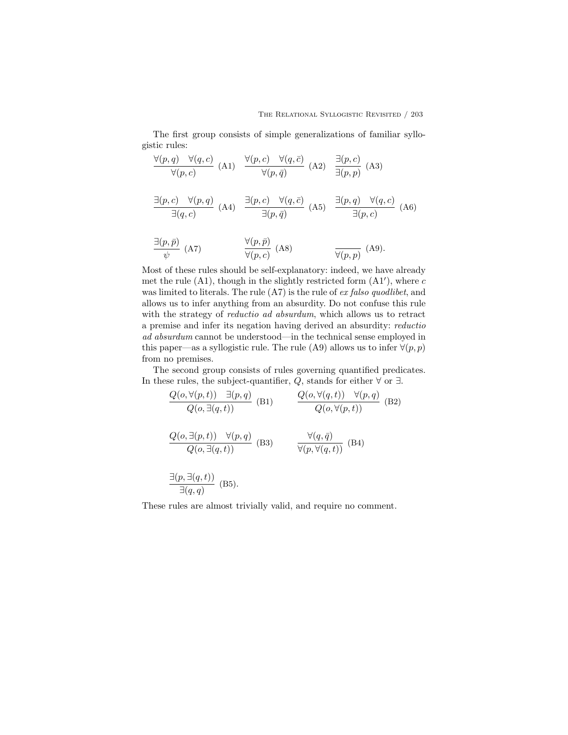The first group consists of simple generalizations of familiar syllogistic rules:

$$\frac{\forall(p,q) \quad \forall(q,c)}{\forall(p,c)} \text{ (A1)} \qquad \frac{\forall(p,c) \quad \forall(q,\bar{c})}{\forall(p,\bar{q})} \text{ (A2)} \qquad \frac{\exists(p,c)}{\exists(p,p)} \text{ (A3)}$$

$$\frac{\exists(p,c) \quad \forall(p,q)}{\exists(q,c)} \text{ (A4)} \qquad \frac{\exists(p,c) \quad \forall(q,\bar{c})}{\exists(p,\bar{q})} \text{ (A5)} \qquad \frac{\exists(p,q) \quad \forall(q,c)}{\exists(p,c)} \text{ (A6)}$$

$$\frac{\exists(p,\bar{p})}{\psi} \text{ (A7)} \qquad \frac{\forall(p,\bar{p})}{\forall(p,c)} \text{ (A8)} \qquad \frac{}{\forall(p,p)} \text{ (A9)}.$$

Most of these rules should be self-explanatory: indeed, we have already met the rule (A1), though in the slightly restricted form (A1′), where $c$ was limited to literals. The rule (A7) is the rule of *ex falso quodlibet*, and allows us to infer anything from an absurdity. Do not confuse this rule with the strategy of *reductio ad absurdum*, which allows us to retract a premise and infer its negation having derived an absurdity: *reductio ad absurdum* cannot be understood—in the technical sense employed in this paper—as a syllogistic rule. The rule (A9) allows us to infer $\forall(p,p)$ from no premises.

The second group consists of rules governing quantified predicates. In these rules, the subject-quantifier, $Q$, stands for either $\forall$ or $\exists$.

$$\frac{Q(o,\forall(p,t)) \quad \exists(p,q)}{Q(o,\exists(q,t))} \text{ (B1)} \qquad \frac{Q(o,\forall(q,t)) \quad \forall(p,q)}{Q(o,\forall(p,t))} \text{ (B2)}$$

$$\frac{Q(o,\exists(p,t)) \quad \forall(p,q)}{Q(o,\exists(q,t))} \text{ (B3)} \qquad \frac{\forall(q,\bar{q})}{\forall(p,\forall(q,t))} \text{ (B4)}$$

$$\frac{\exists(p,\exists(q,t))}{\exists(q,q)} \text{ (B5)}.$$

These rules are almost trivially valid, and require no comment.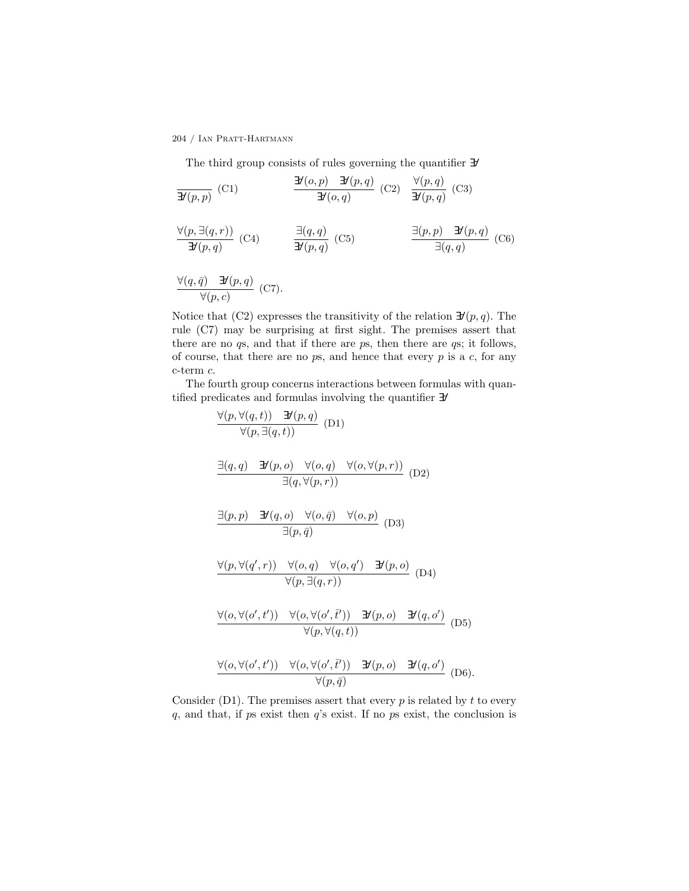The third group consists of rules governing the quantifier $\exists\!\!\!/$

$$\frac{}{\exists\!\!\!/(p,p)}\ \text{(C1)} \qquad \frac{\exists\!\!\!/(o,p) \quad \exists\!\!\!/(p,q)}{\exists\!\!\!/(o,q)}\ \text{(C2)} \quad \frac{\forall(p,q)}{\exists\!\!\!/(p,q)}\ \text{(C3)}$$

$$\frac{\forall(p,\exists(q,r))}{\exists\!\!\!/(p,q)}\ \text{(C4)} \qquad \frac{\exists(q,q)}{\exists\!\!\!/(p,q)}\ \text{(C5)} \qquad \frac{\exists(p,p) \quad \exists\!\!\!/(p,q)}{\exists(q,q)}\ \text{(C6)}$$

$$\frac{\forall(q,\bar{q}) \quad \exists\!\!\!/(p,q)}{\forall(p,c)}\ \text{(C7)}.$$

Notice that (C2) expresses the transitivity of the relation $\exists\!\!\!/(p,q)$. The rule (C7) may be surprising at first sight. The premises assert that there are no $q$s, and that if there are $p$s, then there are $q$s; it follows, of course, that there are no $p$s, and hence that every $p$ is a $c$, for any c-term $c$.

The fourth group concerns interactions between formulas with quantified predicates and formulas involving the quantifier $\exists\!\!\!/$

$$\frac{\forall(p,\forall(q,t)) \quad \exists\!\!\!/(p,q)}{\forall(p,\exists(q,t))}\ \text{(D1)}$$

$$\frac{\exists(q,q) \quad \exists\!\!\!/(p,o) \quad \forall(o,q) \quad \forall(o,\forall(p,r))}{\exists(q,\forall(p,r))}\ \text{(D2)}$$

$$\frac{\exists(p,p) \quad \exists\!\!\!/(q,o) \quad \forall(o,\bar{q}) \quad \forall(o,p)}{\exists(p,\bar{q})}\ \text{(D3)}$$

$$\frac{\forall(p,\forall(q',r)) \quad \forall(o,q) \quad \forall(o,q') \quad \exists\!\!\!/(p,o)}{\forall(p,\exists(q,r))}\ \text{(D4)}$$

$$\frac{\forall(o,\forall(o',t')) \quad \forall(o,\forall(o',\bar{t}')) \quad \exists\!\!\!/(p,o) \quad \exists\!\!\!/(q,o')}{\forall(p,\forall(q,t))}\ \text{(D5)}$$

$$\frac{\forall(o,\forall(o',t')) \quad \forall(o,\forall(o',\bar{t}')) \quad \exists\!\!\!/(p,o) \quad \exists\!\!\!/(q,o')}{\forall(p,\bar{q})}\ \text{(D6)}.$$

Consider (D1). The premises assert that every $p$ is related by $t$ to every $q$, and that, if $p$s exist then $q$'s exist. If no $p$s exist, the conclusion is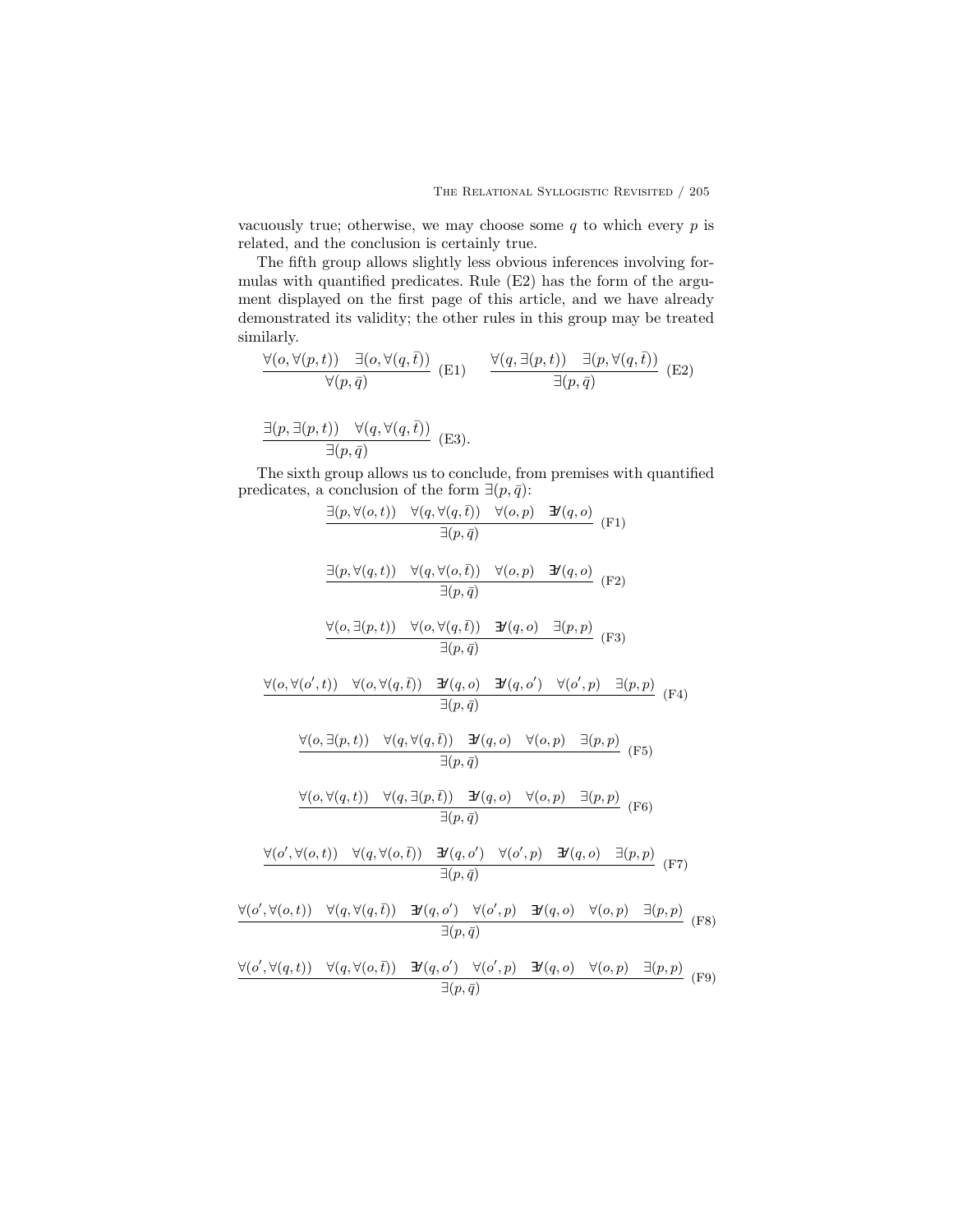vacuously true; otherwise, we may choose some $q$ to which every $p$ is related, and the conclusion is certainly true.

The fifth group allows slightly less obvious inferences involving formulas with quantified predicates. Rule (E2) has the form of the argument displayed on the first page of this article, and we have already demonstrated its validity; the other rules in this group may be treated similarly.

$$\frac{\forall(o,\forall(p,t)) \quad \exists(o,\forall(q,\bar{t}))}{\forall(p,\bar{q})} \text{ (E1)} \qquad \frac{\forall(q,\exists(p,t)) \quad \exists(p,\forall(q,\bar{t}))}{\exists(p,\bar{q})} \text{ (E2)}$$

$$\frac{\exists(p,\exists(p,t)) \quad \forall(q,\forall(q,\bar{t}))}{\exists(p,\bar{q})} \text{ (E3).}$$

The sixth group allows us to conclude, from premises with quantified predicates, a conclusion of the form $\exists(p,\bar{q})$:

$$\frac{\exists(p,\forall(o,t)) \quad \forall(q,\forall(q,\bar{t})) \quad \forall(o,p) \quad \not\exists(q,o)}{\exists(p,\bar{q})} \text{ (F1)}$$

$$\frac{\exists(p,\forall(q,t)) \quad \forall(q,\forall(o,\bar{t})) \quad \forall(o,p) \quad \not\exists(q,o)}{\exists(p,\bar{q})} \text{ (F2)}$$

$$\frac{\forall(o,\exists(p,t)) \quad \forall(o,\forall(q,\bar{t})) \quad \not\exists(q,o) \quad \exists(p,p)}{\exists(p,\bar{q})} \text{ (F3)}$$

$$\frac{\forall(o,\forall(o',t)) \quad \forall(o,\forall(q,\bar{t})) \quad \not\exists(q,o) \quad \not\exists(q,o') \quad \forall(o',p) \quad \exists(p,p)}{\exists(p,\bar{q})} \text{ (F4)}$$

$$\frac{\forall(o,\exists(p,t)) \quad \forall(q,\forall(q,\bar{t})) \quad \not\exists(q,o) \quad \forall(o,p) \quad \exists(p,p)}{\exists(p,\bar{q})} \text{ (F5)}$$

$$\frac{\forall(o,\forall(q,t)) \quad \forall(q,\exists(p,\bar{t})) \quad \not\exists(q,o) \quad \forall(o,p) \quad \exists(p,p)}{\exists(p,\bar{q})} \text{ (F6)}$$

$$\frac{\forall(o',\forall(o,t)) \quad \forall(q,\forall(o,\bar{t})) \quad \not\exists(q,o') \quad \forall(o',p) \quad \not\exists(q,o) \quad \exists(p,p)}{\exists(p,\bar{q})} \text{ (F7)}$$

$$\frac{\forall(o',\forall(o,t)) \quad \forall(q,\forall(q,\bar{t})) \quad \not\exists(q,o') \quad \forall(o',p) \quad \not\exists(q,o) \quad \forall(o,p) \quad \exists(p,p)}{\exists(p,\bar{q})} \text{ (F8)}$$

$$\frac{\forall(o',\forall(q,t)) \quad \forall(q,\forall(o,\bar{t})) \quad \not\exists(q,o') \quad \forall(o',p) \quad \not\exists(q,o) \quad \forall(o,p) \quad \exists(p,p)}{\exists(p,\bar{q})} \text{ (F9)}$$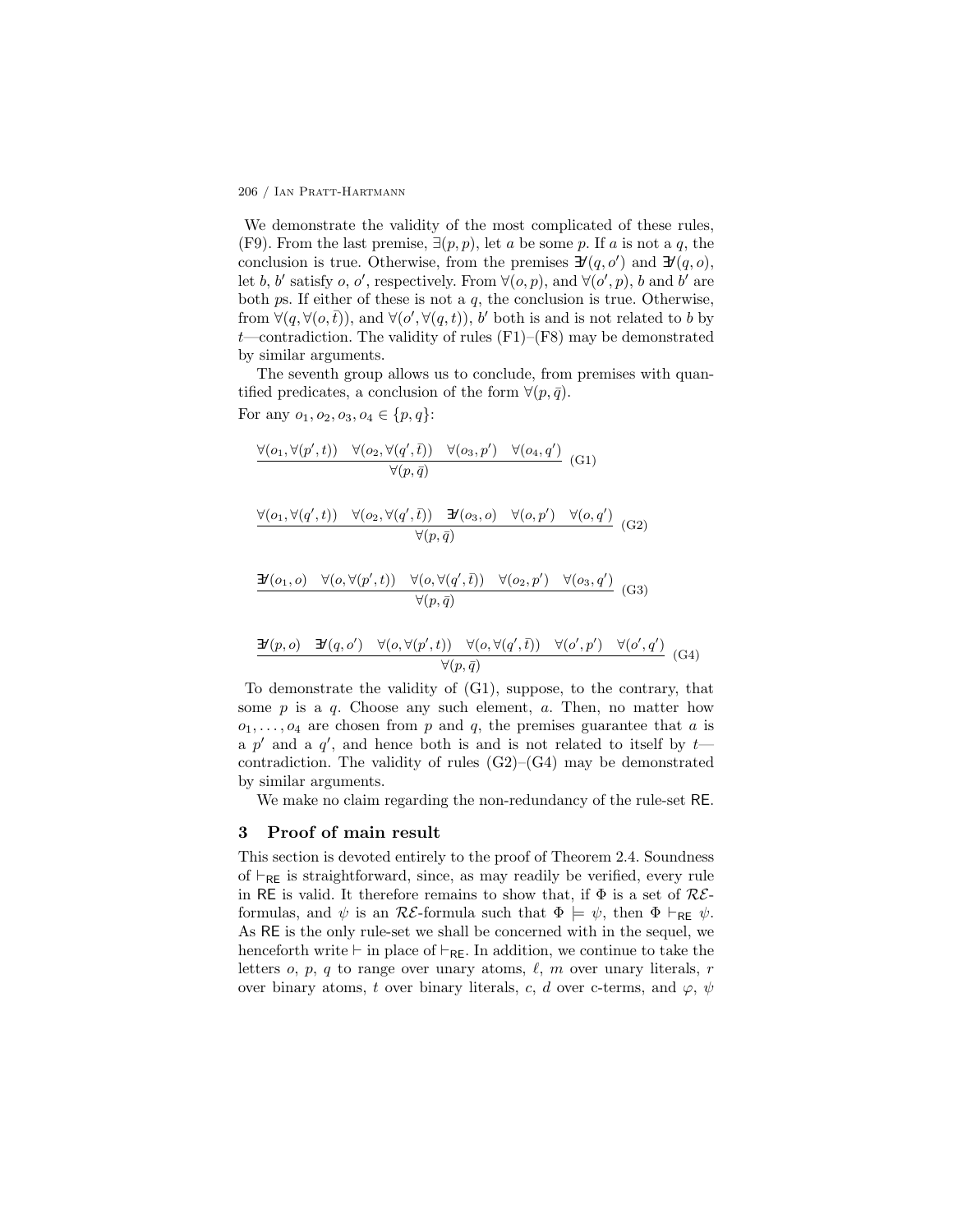We demonstrate the validity of the most complicated of these rules, (F9). From the last premise, $\exists(p, p)$, let $a$ be some $p$. If $a$ is not a $q$, the conclusion is true. Otherwise, from the premises $\not\exists(q, o')$ and $\not\exists(q, o)$, let $b$, $b'$ satisfy $o$, $o'$, respectively. From $\forall(o, p)$, and $\forall(o', p)$, $b$ and $b'$ are both $p$s. If either of these is not a $q$, the conclusion is true. Otherwise, from $\forall(q, \forall(o, \bar{t}))$, and $\forall(o', \forall(q, t))$, $b'$ both is and is not related to $b$ by $t$—contradiction. The validity of rules (F1)–(F8) may be demonstrated by similar arguments.

The seventh group allows us to conclude, from premises with quantified predicates, a conclusion of the form $\forall(p, \bar{q})$.

For any $o_1, o_2, o_3, o_4 \in \{p, q\}$:

$$\frac{\forall(o_1, \forall(p', t)) \quad \forall(o_2, \forall(q', \bar{t})) \quad \forall(o_3, p') \quad \forall(o_4, q')}{\forall(p, \bar{q})} \text{ (G1)}$$

$$\frac{\forall(o_1, \forall(q', t)) \quad \forall(o_2, \forall(q', \bar{t})) \quad \not\exists(o_3, o) \quad \forall(o, p') \quad \forall(o, q')}{\forall(p, \bar{q})} \text{ (G2)}$$

$$\frac{\not\exists(o_1, o) \quad \forall(o, \forall(p', t)) \quad \forall(o, \forall(q', \bar{t})) \quad \forall(o_2, p') \quad \forall(o_3, q')}{\forall(p, \bar{q})} \text{ (G3)}$$

$$\frac{\not\exists(p, o) \quad \not\exists(q, o') \quad \forall(o, \forall(p', t)) \quad \forall(o, \forall(q', \bar{t})) \quad \forall(o', p') \quad \forall(o', q')}{\forall(p, \bar{q})} \text{ (G4)}$$

To demonstrate the validity of (G1), suppose, to the contrary, that some $p$ is a $q$. Choose any such element, $a$. Then, no matter how $o_1, \ldots, o_4$ are chosen from $p$ and $q$, the premises guarantee that $a$ is a $p'$ and a $q'$, and hence both is and is not related to itself by $t$—contradiction. The validity of rules (G2)–(G4) may be demonstrated by similar arguments.

We make no claim regarding the non-redundancy of the rule-set RE.

## 3 Proof of main result

This section is devoted entirely to the proof of Theorem 2.4. Soundness of $\vdash_{\mathsf{RE}}$ is straightforward, since, as may readily be verified, every rule in RE is valid. It therefore remains to show that, if $\Phi$ is a set of $\mathcal{RE}$-formulas, and $\psi$ is an $\mathcal{RE}$-formula such that $\Phi \models \psi$, then $\Phi \vdash_{\mathsf{RE}} \psi$. As RE is the only rule-set we shall be concerned with in the sequel, we henceforth write $\vdash$ in place of $\vdash_{\mathsf{RE}}$. In addition, we continue to take the letters $o$, $p$, $q$ to range over unary atoms, $\ell$, $m$ over unary literals, $r$ over binary atoms, $t$ over binary literals, $c$, $d$ over c-terms, and $\varphi$, $\psi$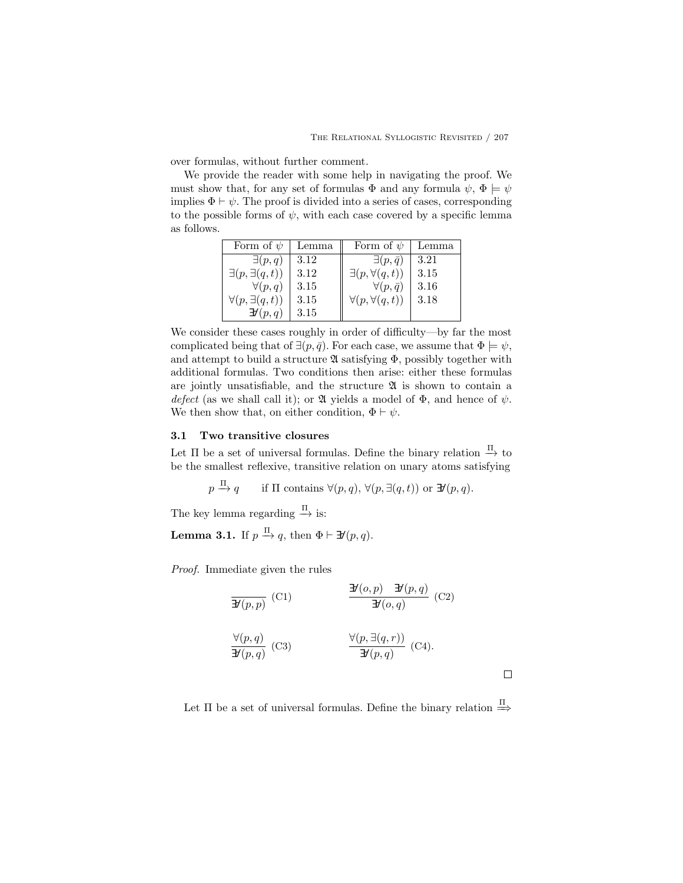over formulas, without further comment.

We provide the reader with some help in navigating the proof. We must show that, for any set of formulas $\Phi$ and any formula $\psi$, $\Phi \models \psi$ implies $\Phi \vdash \psi$. The proof is divided into a series of cases, corresponding to the possible forms of $\psi$, with each case covered by a specific lemma as follows.

| Form of $\psi$ | Lemma | Form of $\psi$ | Lemma |
|---|---|---|---|
| $\exists(p, q)$ | 3.12 | $\exists(p, \bar{q})$ | 3.21 |
| $\exists(p, \exists(q, t))$ | 3.12 | $\exists(p, \forall(q, t))$ | 3.15 |
| $\forall(p, q)$ | 3.15 | $\forall(p, \bar{q})$ | 3.16 |
| $\forall(p, \exists(q, t))$ | 3.15 | $\forall(p, \forall(q, t))$ | 3.18 |
| $\exists\!\!\!/(p, q)$ | 3.15 | | |

We consider these cases roughly in order of difficulty—by far the most complicated being that of $\exists(p, \bar{q})$. For each case, we assume that $\Phi \models \psi$, and attempt to build a structure $\mathfrak{A}$ satisfying $\Phi$, possibly together with additional formulas. Two conditions then arise: either these formulas are jointly unsatisfiable, and the structure $\mathfrak{A}$ is shown to contain a *defect* (as we shall call it); or $\mathfrak{A}$ yields a model of $\Phi$, and hence of $\psi$. We then show that, on either condition, $\Phi \vdash \psi$.

### 3.1 Two transitive closures

Let $\Pi$ be a set of universal formulas. Define the binary relation $\xrightarrow{\Pi}$ to be the smallest reflexive, transitive relation on unary atoms satisfying

$$p \xrightarrow{\Pi} q \qquad \text{if } \Pi \text{ contains } \forall(p, q),\ \forall(p, \exists(q, t)) \text{ or } \exists\!\!\!/(p, q).$$

The key lemma regarding $\xrightarrow{\Pi}$ is:

**Lemma 3.1.** If $p \xrightarrow{\Pi} q$, then $\Phi \vdash \exists\!\!\!/(p, q)$.

*Proof.* Immediate given the rules

$$\frac{}{\exists\!\!\!/(p, p)}\ \text{(C1)} \qquad \frac{\exists\!\!\!/(o, p) \quad \exists\!\!\!/(p, q)}{\exists\!\!\!/(o, q)}\ \text{(C2)}$$

$$\frac{\forall(p, q)}{\exists\!\!\!/(p, q)}\ \text{(C3)} \qquad \frac{\forall(p, \exists(q, r))}{\exists\!\!\!/(p, q)}\ \text{(C4)}.$$

□

Let $\Pi$ be a set of universal formulas. Define the binary relation $\overset{\Pi}{\Longrightarrow}$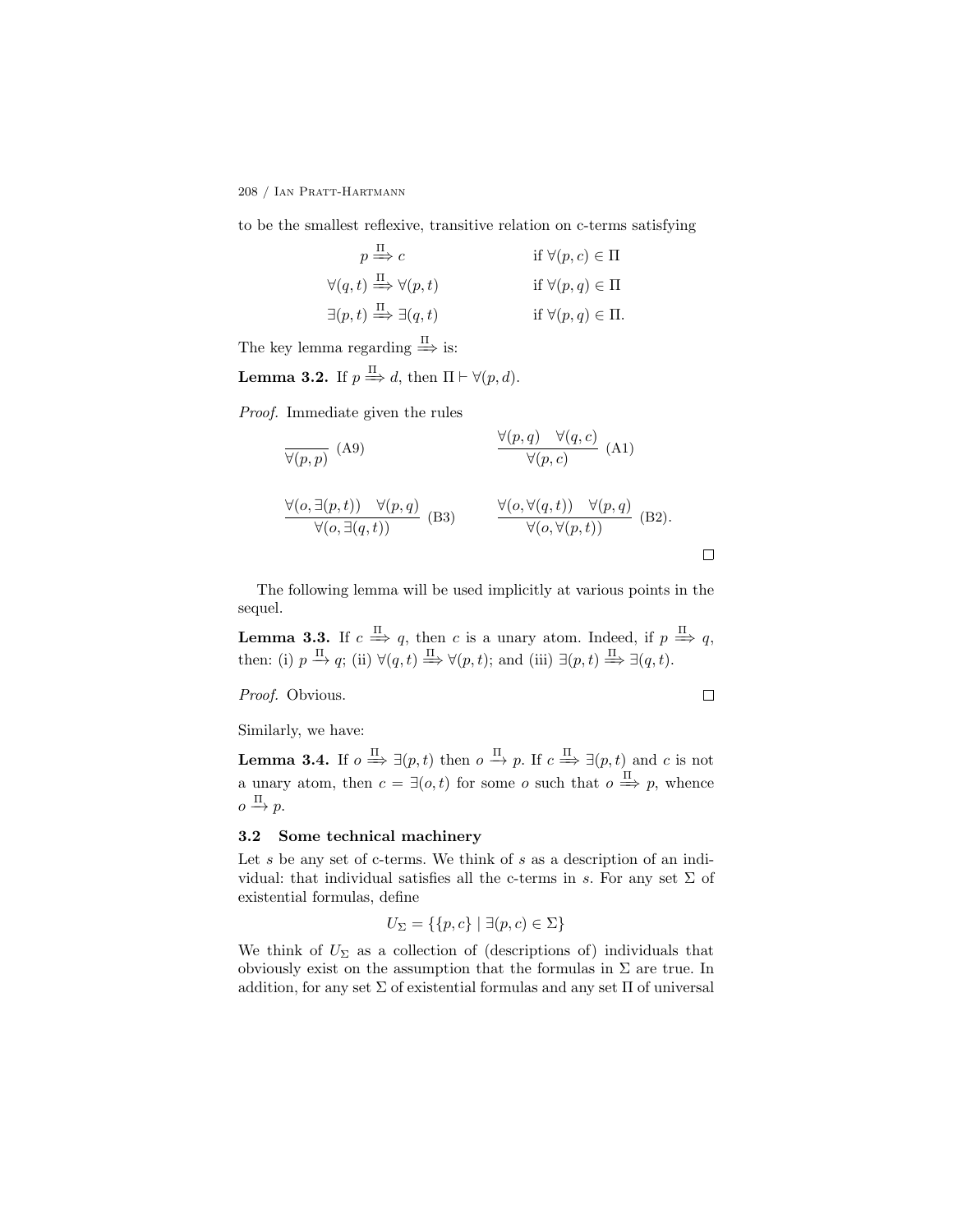to be the smallest reflexive, transitive relation on c-terms satisfying

$$
\begin{array}{ll}
p \stackrel{\Pi}{\Longrightarrow} c & \text{if } \forall(p,c) \in \Pi \\
\forall(q,t) \stackrel{\Pi}{\Longrightarrow} \forall(p,t) & \text{if } \forall(p,q) \in \Pi \\
\exists(p,t) \stackrel{\Pi}{\Longrightarrow} \exists(q,t) & \text{if } \forall(p,q) \in \Pi.
\end{array}
$$

The key lemma regarding $\stackrel{\Pi}{\Longrightarrow}$ is:

**Lemma 3.2.** If $p \stackrel{\Pi}{\Longrightarrow} d$, then $\Pi \vdash \forall(p,d)$.

*Proof.* Immediate given the rules

$$
\frac{}{\forall(p,p)}\ (\text{A9}) \qquad\qquad \frac{\forall(p,q) \quad \forall(q,c)}{\forall(p,c)}\ (\text{A1})
$$

$$
\frac{\forall(o,\exists(p,t)) \quad \forall(p,q)}{\forall(o,\exists(q,t))}\ (\text{B3}) \qquad\qquad \frac{\forall(o,\forall(q,t)) \quad \forall(p,q)}{\forall(o,\forall(p,t))}\ (\text{B2}).
$$

□

The following lemma will be used implicitly at various points in the sequel.

**Lemma 3.3.** If $c \stackrel{\Pi}{\Longrightarrow} q$, then $c$ is a unary atom. Indeed, if $p \stackrel{\Pi}{\Longrightarrow} q$, then: (i) $p \stackrel{\Pi}{\rightarrow} q$; (ii) $\forall(q,t) \stackrel{\Pi}{\Longrightarrow} \forall(p,t)$; and (iii) $\exists(p,t) \stackrel{\Pi}{\Longrightarrow} \exists(q,t)$.

*Proof.* Obvious. □

Similarly, we have:

**Lemma 3.4.** If $o \stackrel{\Pi}{\Longrightarrow} \exists(p,t)$ then $o \stackrel{\Pi}{\rightarrow} p$. If $c \stackrel{\Pi}{\Longrightarrow} \exists(p,t)$ and $c$ is not a unary atom, then $c = \exists(o,t)$ for some $o$ such that $o \stackrel{\Pi}{\Longrightarrow} p$, whence $o \stackrel{\Pi}{\rightarrow} p$.

### 3.2 Some technical machinery

Let $s$ be any set of c-terms. We think of $s$ as a description of an individual: that individual satisfies all the c-terms in $s$. For any set $\Sigma$ of existential formulas, define

$$
U_\Sigma = \{\{p,c\} \mid \exists(p,c) \in \Sigma\}
$$

We think of $U_\Sigma$ as a collection of (descriptions of) individuals that obviously exist on the assumption that the formulas in $\Sigma$ are true. In addition, for any set $\Sigma$ of existential formulas and any set $\Pi$ of universal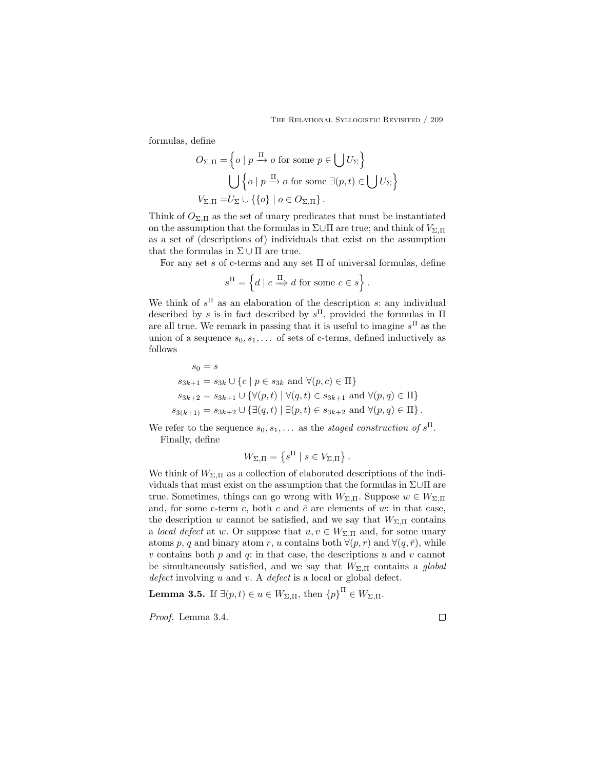formulas, define

$$
\begin{aligned}
O_{\Sigma,\Pi} = &\left\{ o \mid p \xrightarrow{\Pi} o \text{ for some } p \in \bigcup U_\Sigma \right\} \\
&\bigcup \left\{ o \mid p \xrightarrow{\Pi} o \text{ for some } \exists(p,t) \in \bigcup U_\Sigma \right\} \\
V_{\Sigma,\Pi} = &U_\Sigma \cup \{\{o\} \mid o \in O_{\Sigma,\Pi}\}.
\end{aligned}
$$

Think of $O_{\Sigma,\Pi}$ as the set of unary predicates that must be instantiated on the assumption that the formulas in $\Sigma \cup \Pi$ are true; and think of $V_{\Sigma,\Pi}$ as a set of (descriptions of) individuals that exist on the assumption that the formulas in $\Sigma \cup \Pi$ are true.

For any set $s$ of c-terms and any set $\Pi$ of universal formulas, define

$$
s^\Pi = \left\{ d \mid c \overset{\Pi}{\Longrightarrow} d \text{ for some } c \in s \right\}.
$$

We think of $s^\Pi$ as an elaboration of the description $s$: any individual described by $s$ is in fact described by $s^\Pi$, provided the formulas in $\Pi$ are all true. We remark in passing that it is useful to imagine $s^\Pi$ as the union of a sequence $s_0, s_1, \ldots$ of sets of c-terms, defined inductively as follows

$$
\begin{aligned}
s_0 &= s \\
s_{3k+1} &= s_{3k} \cup \{c \mid p \in s_{3k} \text{ and } \forall(p,c) \in \Pi\} \\
s_{3k+2} &= s_{3k+1} \cup \{\forall(p,t) \mid \forall(q,t) \in s_{3k+1} \text{ and } \forall(p,q) \in \Pi\} \\
s_{3(k+1)} &= s_{3k+2} \cup \{\exists(q,t) \mid \exists(p,t) \in s_{3k+2} \text{ and } \forall(p,q) \in \Pi\}.
\end{aligned}
$$

We refer to the sequence $s_0, s_1, \ldots$ as the *staged construction of* $s^\Pi$.

Finally, define

$$
W_{\Sigma,\Pi} = \left\{ s^\Pi \mid s \in V_{\Sigma,\Pi} \right\}.
$$

We think of $W_{\Sigma,\Pi}$ as a collection of elaborated descriptions of the individuals that must exist on the assumption that the formulas in $\Sigma \cup \Pi$ are true. Sometimes, things can go wrong with $W_{\Sigma,\Pi}$. Suppose $w \in W_{\Sigma,\Pi}$ and, for some c-term $c$, both $c$ and $\bar{c}$ are elements of $w$: in that case, the description $w$ cannot be satisfied, and we say that $W_{\Sigma,\Pi}$ contains a *local defect* at $w$. Or suppose that $u, v \in W_{\Sigma,\Pi}$ and, for some unary atoms $p$, $q$ and binary atom $r$, $u$ contains both $\forall(p,r)$ and $\forall(q,\bar{r})$, while $v$ contains both $p$ and $q$: in that case, the descriptions $u$ and $v$ cannot be simultaneously satisfied, and we say that $W_{\Sigma,\Pi}$ contains a *global defect* involving $u$ and $v$. A *defect* is a local or global defect.

**Lemma 3.5.** If $\exists(p,t) \in u \in W_{\Sigma,\Pi}$, then $\{p\}^\Pi \in W_{\Sigma,\Pi}$.

*Proof.* Lemma 3.4. ☐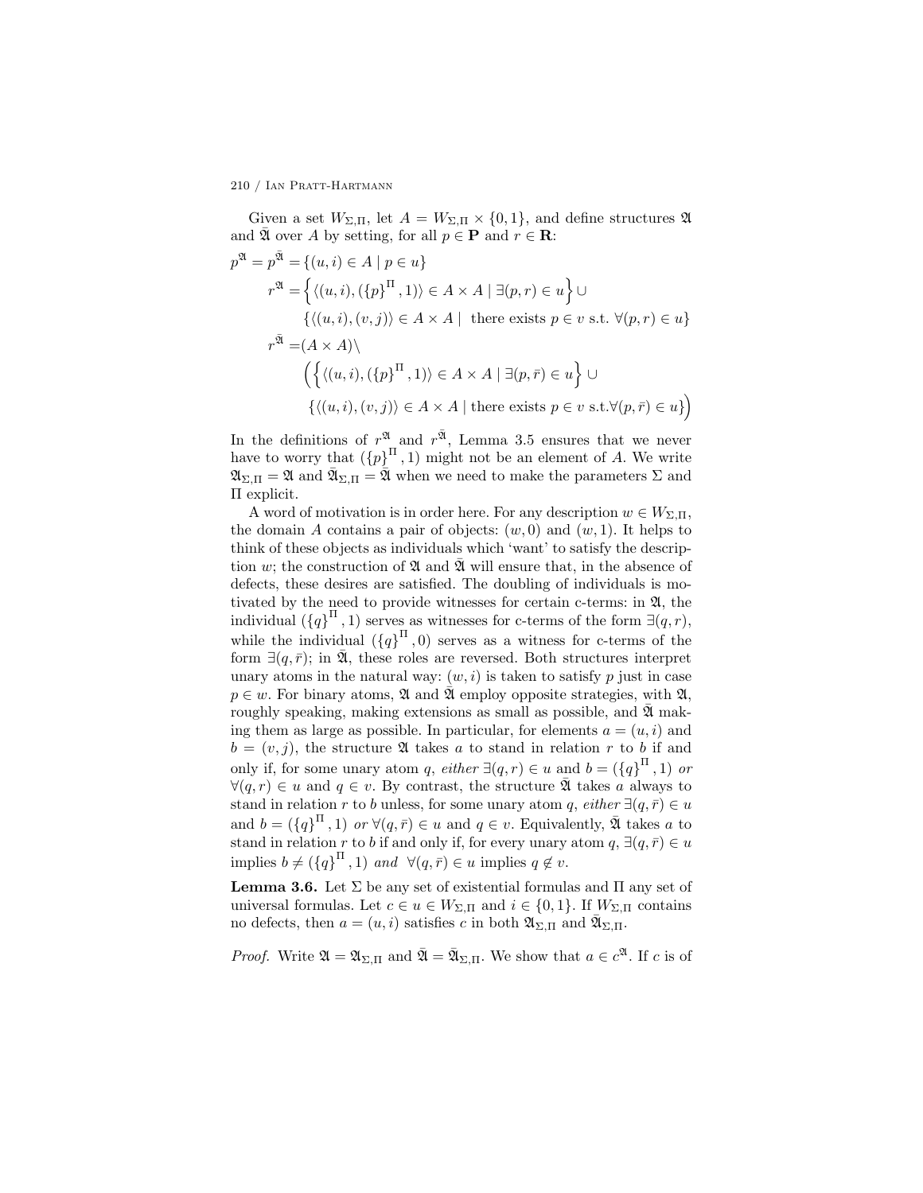Given a set $W_{\Sigma,\Pi}$, let $A = W_{\Sigma,\Pi} \times \{0, 1\}$, and define structures $\mathfrak{A}$ and $\bar{\mathfrak{A}}$ over $A$ by setting, for all $p \in \mathbf{P}$ and $r \in \mathbf{R}$:

$$
\begin{aligned}
p^{\mathfrak{A}} = p^{\bar{\mathfrak{A}}} &= \{(u,i) \in A \mid p \in u\} \\
r^{\mathfrak{A}} &= \Big\{ \langle (u,i), (\{p\}^{\Pi}, 1) \rangle \in A \times A \mid \exists(p,r) \in u \Big\} \cup \\
&\quad \{ \langle (u,i), (v,j) \rangle \in A \times A \mid \text{ there exists } p \in v \text{ s.t. } \forall(p,r) \in u \} \\
r^{\bar{\mathfrak{A}}} &= (A \times A) \setminus \\
&\quad \Big( \Big\{ \langle (u,i), (\{p\}^{\Pi}, 1) \rangle \in A \times A \mid \exists(p,\bar{r}) \in u \Big\} \cup \\
&\quad \{ \langle (u,i), (v,j) \rangle \in A \times A \mid \text{there exists } p \in v \text{ s.t.} \forall(p,\bar{r}) \in u \} \Big)
\end{aligned}
$$

In the definitions of $r^{\mathfrak{A}}$ and $r^{\bar{\mathfrak{A}}}$, Lemma 3.5 ensures that we never have to worry that $(\{p\}^{\Pi}, 1)$ might not be an element of $A$. We write $\mathfrak{A}_{\Sigma,\Pi} = \mathfrak{A}$ and $\bar{\mathfrak{A}}_{\Sigma,\Pi} = \bar{\mathfrak{A}}$ when we need to make the parameters $\Sigma$ and $\Pi$ explicit.

A word of motivation is in order here. For any description $w \in W_{\Sigma,\Pi}$, the domain $A$ contains a pair of objects: $(w, 0)$ and $(w, 1)$. It helps to think of these objects as individuals which 'want' to satisfy the description $w$; the construction of $\mathfrak{A}$ and $\bar{\mathfrak{A}}$ will ensure that, in the absence of defects, these desires are satisfied. The doubling of individuals is motivated by the need to provide witnesses for certain c-terms: in $\mathfrak{A}$, the individual $(\{q\}^{\Pi}, 1)$ serves as witnesses for c-terms of the form $\exists(q, r)$, while the individual $(\{q\}^{\Pi}, 0)$ serves as a witness for c-terms of the form $\exists(q, \bar{r})$; in $\bar{\mathfrak{A}}$, these roles are reversed. Both structures interpret unary atoms in the natural way: $(w, i)$ is taken to satisfy $p$ just in case $p \in w$. For binary atoms, $\mathfrak{A}$ and $\bar{\mathfrak{A}}$ employ opposite strategies, with $\mathfrak{A}$, roughly speaking, making extensions as small as possible, and $\bar{\mathfrak{A}}$ making them as large as possible. In particular, for elements $a = (u, i)$ and $b = (v, j)$, the structure $\mathfrak{A}$ takes $a$ to stand in relation $r$ to $b$ if and only if, for some unary atom $q$, *either* $\exists(q, r) \in u$ and $b = (\{q\}^{\Pi}, 1)$ *or* $\forall(q, r) \in u$ and $q \in v$. By contrast, the structure $\bar{\mathfrak{A}}$ takes $a$ always to stand in relation $r$ to $b$ unless, for some unary atom $q$, *either* $\exists(q, \bar{r}) \in u$ and $b = (\{q\}^{\Pi}, 1)$ *or* $\forall(q, \bar{r}) \in u$ and $q \in v$. Equivalently, $\bar{\mathfrak{A}}$ takes $a$ to stand in relation $r$ to $b$ if and only if, for every unary atom $q$, $\exists(q, \bar{r}) \in u$ implies $b \neq (\{q\}^{\Pi}, 1)$ *and* $\forall(q, \bar{r}) \in u$ implies $q \notin v$.

**Lemma 3.6.** Let $\Sigma$ be any set of existential formulas and $\Pi$ any set of universal formulas. Let $c \in u \in W_{\Sigma,\Pi}$ and $i \in \{0, 1\}$. If $W_{\Sigma,\Pi}$ contains no defects, then $a = (u, i)$ satisfies $c$ in both $\mathfrak{A}_{\Sigma,\Pi}$ and $\bar{\mathfrak{A}}_{\Sigma,\Pi}$.

*Proof.* Write $\mathfrak{A} = \mathfrak{A}_{\Sigma,\Pi}$ and $\bar{\mathfrak{A}} = \bar{\mathfrak{A}}_{\Sigma,\Pi}$. We show that $a \in c^{\mathfrak{A}}$. If $c$ is of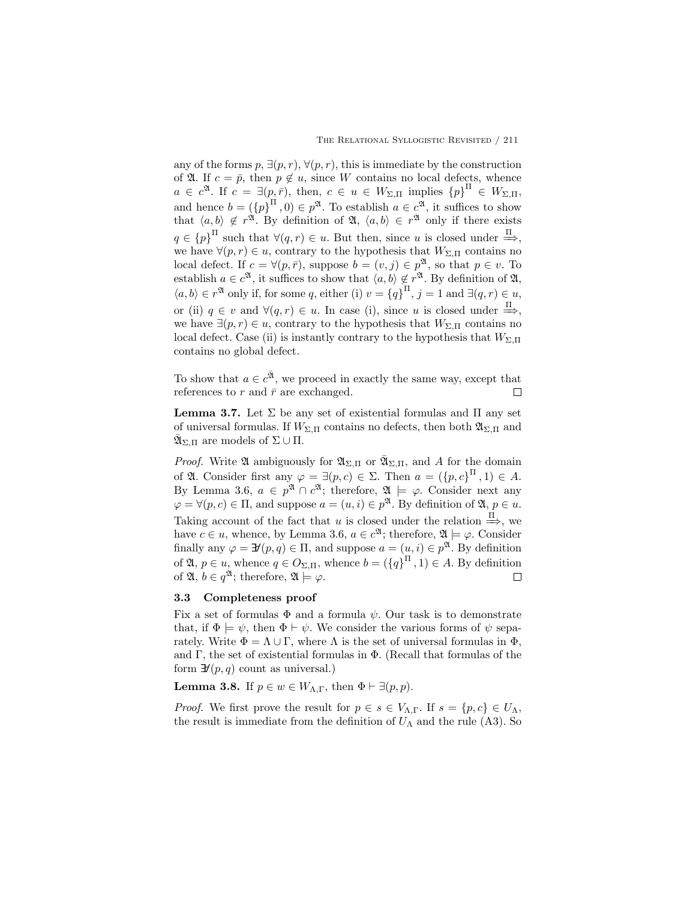any of the forms $p$, $\exists(p, r)$, $\forall(p, r)$, this is immediate by the construction of $\mathfrak{A}$. If $c = \bar{p}$, then $p \notin u$, since $W$ contains no local defects, whence $a \in c^{\mathfrak{A}}$. If $c = \exists(p, \bar{r})$, then, $c \in u \in W_{\Sigma,\Pi}$ implies $\{p\}^{\Pi} \in W_{\Sigma,\Pi}$, and hence $b = (\{p\}^{\Pi}, 0) \in p^{\mathfrak{A}}$. To establish $a \in c^{\mathfrak{A}}$, it suffices to show that $\langle a, b\rangle \notin r^{\mathfrak{A}}$. By definition of $\mathfrak{A}$, $\langle a, b\rangle \in r^{\mathfrak{A}}$ only if there exists $q \in \{p\}^{\Pi}$ such that $\forall(q, r) \in u$. But then, since $u$ is closed under $\overset{\Pi}{\Longrightarrow}$, we have $\forall(p, r) \in u$, contrary to the hypothesis that $W_{\Sigma,\Pi}$ contains no local defect. If $c = \forall(p, \bar{r})$, suppose $b = (v, j) \in p^{\mathfrak{A}}$, so that $p \in v$. To establish $a \in c^{\mathfrak{A}}$, it suffices to show that $\langle a, b\rangle \notin r^{\mathfrak{A}}$. By definition of $\mathfrak{A}$, $\langle a, b\rangle \in r^{\mathfrak{A}}$ only if, for some $q$, either (i) $v = \{q\}^{\Pi}$, $j = 1$ and $\exists(q, r) \in u$, or (ii) $q \in v$ and $\forall(q, r) \in u$. In case (i), since $u$ is closed under $\overset{\Pi}{\Longrightarrow}$, we have $\exists(p, r) \in u$, contrary to the hypothesis that $W_{\Sigma,\Pi}$ contains no local defect. Case (ii) is instantly contrary to the hypothesis that $W_{\Sigma,\Pi}$ contains no global defect.

To show that $a \in c^{\bar{\mathfrak{A}}}$, we proceed in exactly the same way, except that references to $r$ and $\bar{r}$ are exchanged. □

**Lemma 3.7.** Let $\Sigma$ be any set of existential formulas and $\Pi$ any set of universal formulas. If $W_{\Sigma,\Pi}$ contains no defects, then both $\mathfrak{A}_{\Sigma,\Pi}$ and $\bar{\mathfrak{A}}_{\Sigma,\Pi}$ are models of $\Sigma \cup \Pi$.

*Proof.* Write $\mathfrak{A}$ ambiguously for $\mathfrak{A}_{\Sigma,\Pi}$ or $\bar{\mathfrak{A}}_{\Sigma,\Pi}$, and $A$ for the domain of $\mathfrak{A}$. Consider first any $\varphi = \exists(p, c) \in \Sigma$. Then $a = (\{p, c\}^{\Pi}, 1) \in A$. By Lemma 3.6, $a \in p^{\mathfrak{A}} \cap c^{\mathfrak{A}}$; therefore, $\mathfrak{A} \models \varphi$. Consider next any $\varphi = \forall(p, c) \in \Pi$, and suppose $a = (u, i) \in p^{\mathfrak{A}}$. By definition of $\mathfrak{A}$, $p \in u$. Taking account of the fact that $u$ is closed under the relation $\overset{\Pi}{\Longrightarrow}$, we have $c \in u$, whence, by Lemma 3.6, $a \in c^{\mathfrak{A}}$; therefore, $\mathfrak{A} \models \varphi$. Consider finally any $\varphi = \exists\!\!\!/(p, q) \in \Pi$, and suppose $a = (u, i) \in p^{\mathfrak{A}}$. By definition of $\mathfrak{A}$, $p \in u$, whence $q \in O_{\Sigma,\Pi}$, whence $b = (\{q\}^{\Pi}, 1) \in A$. By definition of $\mathfrak{A}$, $b \in q^{\mathfrak{A}}$; therefore, $\mathfrak{A} \models \varphi$. □

### 3.3 Completeness proof

Fix a set of formulas $\Phi$ and a formula $\psi$. Our task is to demonstrate that, if $\Phi \models \psi$, then $\Phi \vdash \psi$. We consider the various forms of $\psi$ separately. Write $\Phi = \Lambda \cup \Gamma$, where $\Lambda$ is the set of universal formulas in $\Phi$, and $\Gamma$, the set of existential formulas in $\Phi$. (Recall that formulas of the form $\exists\!\!\!/(p, q)$ count as universal.)

**Lemma 3.8.** If $p \in w \in W_{\Lambda,\Gamma}$, then $\Phi \vdash \exists(p, p)$.

*Proof.* We first prove the result for $p \in s \in V_{\Lambda,\Gamma}$. If $s = \{p, c\} \in U_{\Lambda}$, the result is immediate from the definition of $U_{\Lambda}$ and the rule (A3). So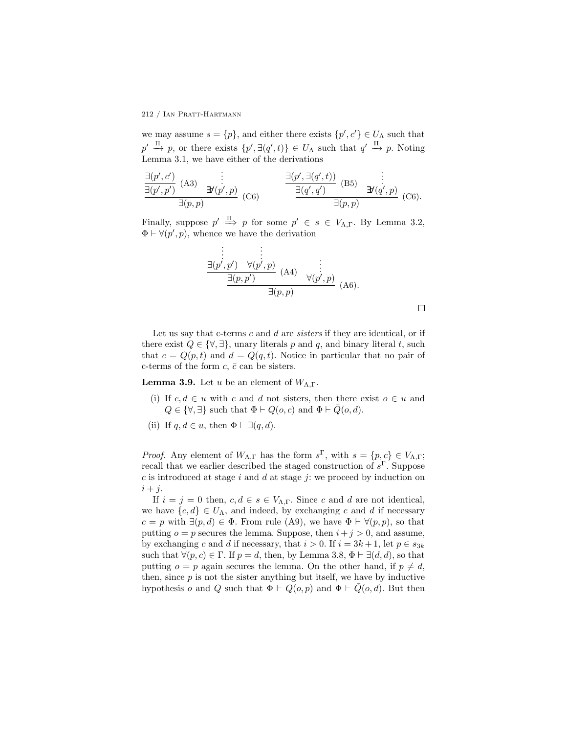we may assume $s = \{p\}$, and either there exists $\{p', c'\} \in U_\Lambda$ such that $p' \xrightarrow{\Pi} p$, or there exists $\{p', \exists(q', t)\} \in U_\Lambda$ such that $q' \xrightarrow{\Pi} p$. Noting Lemma 3.1, we have either of the derivations

$$
\dfrac{\dfrac{\exists(p', c')}{\exists(p', p')}\ (\text{A3}) \qquad \begin{array}{c}\vdots\\ \not\exists(p', p)\end{array}}{\exists(p, p)}\ (\text{C6})
\qquad\qquad
\dfrac{\dfrac{\exists(p', \exists(q', t))}{\exists(q', q')}\ (\text{B5}) \qquad \begin{array}{c}\vdots\\ \not\exists(q', p)\end{array}}{\exists(p, p)}\ (\text{C6}).
$$

Finally, suppose $p' \overset{\Pi}{\Longrightarrow} p$ for some $p' \in s \in V_{\Lambda,\Gamma}$. By Lemma 3.2, $\Phi \vdash \forall(p', p)$, whence we have the derivation

$$
\dfrac{\dfrac{\begin{array}{c}\vdots\\ \exists(p', p')\end{array} \quad \begin{array}{c}\vdots\\ \forall(p', p)\end{array}}{\exists(p, p')}\ (\text{A4}) \qquad \begin{array}{c}\vdots\\ \forall(p', p)\end{array}}{\exists(p, p)}\ (\text{A6}).
$$

□

Let us say that c-terms $c$ and $d$ are *sisters* if they are identical, or if there exist $Q \in \{\forall, \exists\}$, unary literals $p$ and $q$, and binary literal $t$, such that $c = Q(p, t)$ and $d = Q(q, t)$. Notice in particular that no pair of c-terms of the form $c$, $\bar{c}$ can be sisters.

**Lemma 3.9.** Let $u$ be an element of $W_{\Lambda,\Gamma}$.

(i) If $c, d \in u$ with $c$ and $d$ not sisters, then there exist $o \in u$ and $Q \in \{\forall, \exists\}$ such that $\Phi \vdash Q(o, c)$ and $\Phi \vdash \bar{Q}(o, d)$.

(ii) If $q, d \in u$, then $\Phi \vdash \exists(q, d)$.

*Proof.* Any element of $W_{\Lambda,\Gamma}$ has the form $s^\Gamma$, with $s = \{p, c\} \in V_{\Lambda,\Gamma}$; recall that we earlier described the staged construction of $s^\Gamma$. Suppose $c$ is introduced at stage $i$ and $d$ at stage $j$: we proceed by induction on $i + j$.

If $i = j = 0$ then, $c, d \in s \in V_{\Lambda,\Gamma}$. Since $c$ and $d$ are not identical, we have $\{c, d\} \in U_\Lambda$, and indeed, by exchanging $c$ and $d$ if necessary $c = p$ with $\exists(p, d) \in \Phi$. From rule (A9), we have $\Phi \vdash \forall(p, p)$, so that putting $o = p$ secures the lemma. Suppose, then $i + j > 0$, and assume, by exchanging $c$ and $d$ if necessary, that $i > 0$. If $i = 3k + 1$, let $p \in s_{3k}$ such that $\forall(p, c) \in \Gamma$. If $p = d$, then, by Lemma 3.8, $\Phi \vdash \exists(d, d)$, so that putting $o = p$ again secures the lemma. On the other hand, if $p \neq d$, then, since $p$ is not the sister anything but itself, we have by inductive hypothesis $o$ and $Q$ such that $\Phi \vdash Q(o, p)$ and $\Phi \vdash \bar{Q}(o, d)$. But then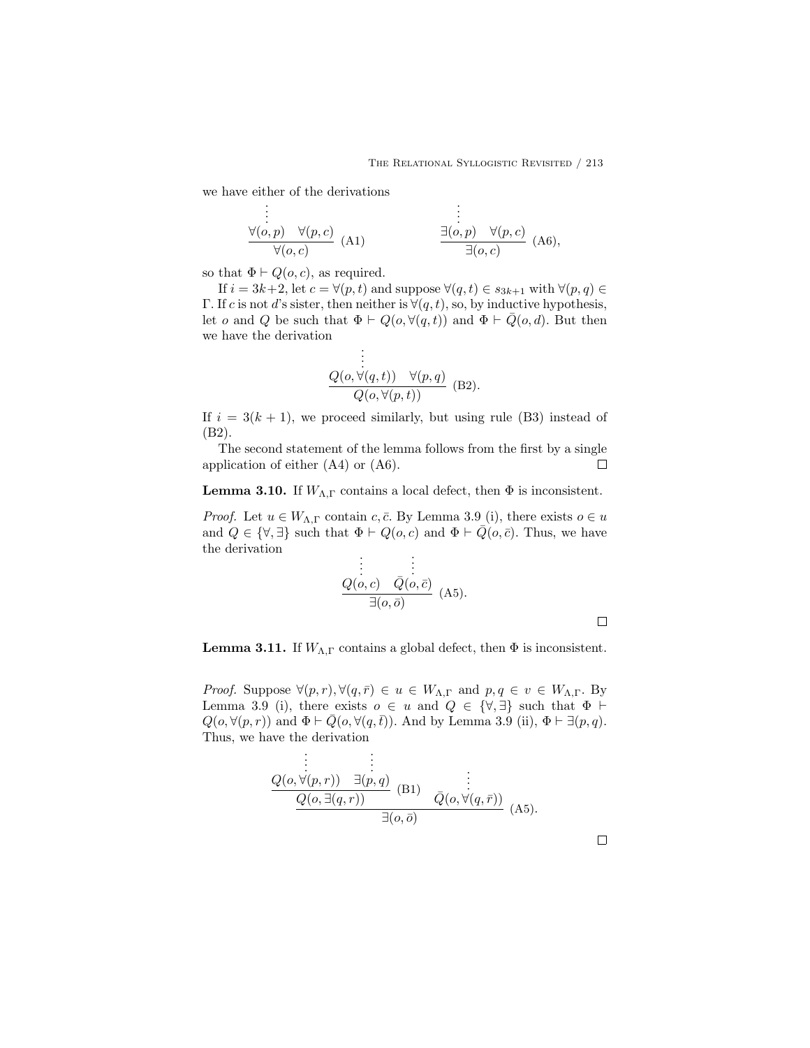we have either of the derivations

$$\dfrac{\begin{array}{c}\vdots\\ \forall(o,p)\end{array} \quad \forall(p,c)}{\forall(o,c)}\ \text{(A1)} \qquad\qquad \dfrac{\begin{array}{c}\vdots\\ \exists(o,p)\end{array} \quad \forall(p,c)}{\exists(o,c)}\ \text{(A6)},$$

so that $\Phi \vdash Q(o,c)$, as required.

If $i = 3k+2$, let $c = \forall(p,t)$ and suppose $\forall(q,t) \in s_{3k+1}$ with $\forall(p,q) \in \Gamma$. If $c$ is not $d$'s sister, then neither is $\forall(q,t)$, so, by inductive hypothesis, let $o$ and $Q$ be such that $\Phi \vdash Q(o, \forall(q,t))$ and $\Phi \vdash \bar{Q}(o,d)$. But then we have the derivation

$$\dfrac{\begin{array}{c}\vdots\\ Q(o,\forall(q,t))\end{array} \quad \forall(p,q)}{Q(o,\forall(p,t))}\ \text{(B2)}.$$

If $i = 3(k+1)$, we proceed similarly, but using rule (B3) instead of (B2).

The second statement of the lemma follows from the first by a single application of either (A4) or (A6). $\square$

**Lemma 3.10.** If $W_{\Lambda,\Gamma}$ contains a local defect, then $\Phi$ is inconsistent.

*Proof.* Let $u \in W_{\Lambda,\Gamma}$ contain $c, \bar{c}$. By Lemma 3.9 (i), there exists $o \in u$ and $Q \in \{\forall, \exists\}$ such that $\Phi \vdash Q(o,c)$ and $\Phi \vdash \bar{Q}(o,\bar{c})$. Thus, we have the derivation

$$\dfrac{\begin{array}{c}\vdots\\ Q(o,c)\end{array} \quad \begin{array}{c}\vdots\\ \bar{Q}(o,\bar{c})\end{array}}{\exists(o,\bar{o})}\ \text{(A5)}.$$

$\square$

**Lemma 3.11.** If $W_{\Lambda,\Gamma}$ contains a global defect, then $\Phi$ is inconsistent.

*Proof.* Suppose $\forall(p,r), \forall(q,\bar{r}) \in u \in W_{\Lambda,\Gamma}$ and $p, q \in v \in W_{\Lambda,\Gamma}$. By Lemma 3.9 (i), there exists $o \in u$ and $Q \in \{\forall, \exists\}$ such that $\Phi \vdash Q(o, \forall(p,r))$ and $\Phi \vdash \bar{Q}(o, \forall(q,\bar{t}))$. And by Lemma 3.9 (ii), $\Phi \vdash \exists(p,q)$. Thus, we have the derivation

$$\dfrac{\dfrac{\begin{array}{c}\vdots\\ Q(o,\forall(p,r))\end{array} \quad \begin{array}{c}\vdots\\ \exists(p,q)\end{array}}{Q(o,\exists(q,r))}\ \text{(B1)} \quad \begin{array}{c}\vdots\\ \bar{Q}(o,\forall(q,\bar{r}))\end{array}}{\exists(o,\bar{o})}\ \text{(A5)}.$$

$\square$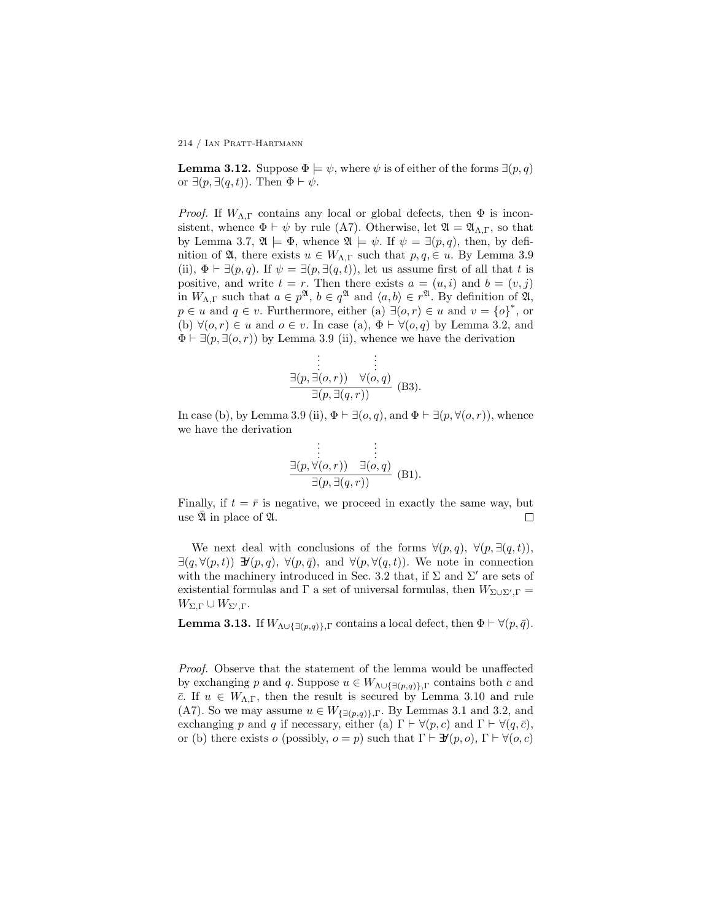**Lemma 3.12.** Suppose $\Phi \models \psi$, where $\psi$ is of either of the forms $\exists(p, q)$ or $\exists(p, \exists(q, t))$. Then $\Phi \vdash \psi$.

*Proof.* If $W_{\Lambda,\Gamma}$ contains any local or global defects, then $\Phi$ is inconsistent, whence $\Phi \vdash \psi$ by rule (A7). Otherwise, let $\mathfrak{A} = \mathfrak{A}_{\Lambda,\Gamma}$, so that by Lemma 3.7, $\mathfrak{A} \models \Phi$, whence $\mathfrak{A} \models \psi$. If $\psi = \exists(p, q)$, then, by definition of $\mathfrak{A}$, there exists $u \in W_{\Lambda,\Gamma}$ such that $p, q, \in u$. By Lemma 3.9 (ii), $\Phi \vdash \exists(p, q)$. If $\psi = \exists(p, \exists(q, t))$, let us assume first of all that $t$ is positive, and write $t = r$. Then there exists $a = (u, i)$ and $b = (v, j)$ in $W_{\Lambda,\Gamma}$ such that $a \in p^{\mathfrak{A}}$, $b \in q^{\mathfrak{A}}$ and $\langle a, b \rangle \in r^{\mathfrak{A}}$. By definition of $\mathfrak{A}$, $p \in u$ and $q \in v$. Furthermore, either (a) $\exists(o, r) \in u$ and $v = \{o\}^*$, or (b) $\forall(o, r) \in u$ and $o \in v$. In case (a), $\Phi \vdash \forall(o, q)$ by Lemma 3.2, and $\Phi \vdash \exists(p, \exists(o, r))$ by Lemma 3.9 (ii), whence we have the derivation

$$\frac{\begin{matrix}\vdots \\ \exists(p, \exists(o, r))\end{matrix} \quad \begin{matrix}\vdots \\ \forall(o, q)\end{matrix}}{\exists(p, \exists(q, r))} \text{ (B3)}.$$

In case (b), by Lemma 3.9 (ii), $\Phi \vdash \exists(o, q)$, and $\Phi \vdash \exists(p, \forall(o, r))$, whence we have the derivation

$$\frac{\begin{matrix}\vdots \\ \exists(p, \forall(o, r))\end{matrix} \quad \begin{matrix}\vdots \\ \exists(o, q)\end{matrix}}{\exists(p, \exists(q, r))} \text{ (B1)}.$$

Finally, if $t = \bar{r}$ is negative, we proceed in exactly the same way, but use $\tilde{\mathfrak{A}}$ in place of $\mathfrak{A}$. $\square$

We next deal with conclusions of the forms $\forall(p, q)$, $\forall(p, \exists(q, t))$, $\exists(q, \forall(p, t))$ $\not\exists(p, q)$, $\forall(p, \bar{q})$, and $\forall(p, \forall(q, t))$. We note in connection with the machinery introduced in Sec. 3.2 that, if $\Sigma$ and $\Sigma'$ are sets of existential formulas and $\Gamma$ a set of universal formulas, then $W_{\Sigma \cup \Sigma',\Gamma} = W_{\Sigma,\Gamma} \cup W_{\Sigma',\Gamma}$.

**Lemma 3.13.** If $W_{\Lambda \cup \{\exists(p,q)\},\Gamma}$ contains a local defect, then $\Phi \vdash \forall(p, \bar{q})$.

*Proof.* Observe that the statement of the lemma would be unaffected by exchanging $p$ and $q$. Suppose $u \in W_{\Lambda \cup \{\exists(p,q)\},\Gamma}$ contains both $c$ and $\bar{c}$. If $u \in W_{\Lambda,\Gamma}$, then the result is secured by Lemma 3.10 and rule (A7). So we may assume $u \in W_{\{\exists(p,q)\},\Gamma}$. By Lemmas 3.1 and 3.2, and exchanging $p$ and $q$ if necessary, either (a) $\Gamma \vdash \forall(p, c)$ and $\Gamma \vdash \forall(q, \bar{c})$, or (b) there exists $o$ (possibly, $o = p$) such that $\Gamma \vdash \not\exists(p, o)$, $\Gamma \vdash \forall(o, c)$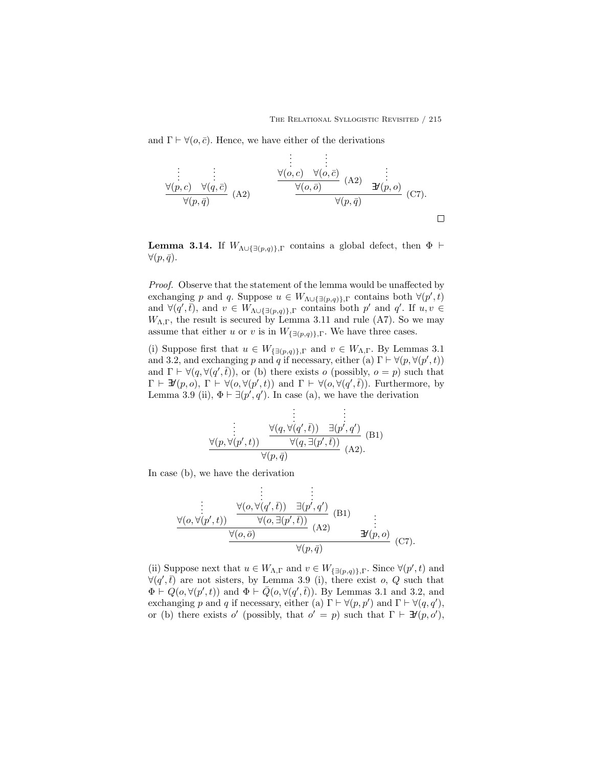and $\Gamma \vdash \forall(o, \bar{c})$. Hence, we have either of the derivations

$$
\dfrac{\begin{array}{cc}\vdots & \vdots \\ \forall(p,c) & \forall(q,\bar{c})\end{array}}{\forall(p,\bar{q})}\ (\text{A2})
\qquad\qquad
\dfrac{\dfrac{\begin{array}{cc}\vdots & \vdots \\ \forall(o,c) & \forall(o,\bar{c})\end{array}}{\forall(o,\bar{o})}\ (\text{A2}) \quad \begin{array}{c}\vdots \\ \not\exists(p,o)\end{array}}{\forall(p,\bar{q})}\ (\text{C7}).
$$

□

**Lemma 3.14.** If $W_{\Lambda\cup\{\exists(p,q)\},\Gamma}$ contains a global defect, then $\Phi \vdash \forall(p, \bar{q})$.

*Proof.* Observe that the statement of the lemma would be unaffected by exchanging $p$ and $q$. Suppose $u \in W_{\Lambda\cup\{\exists(p,q)\},\Gamma}$ contains both $\forall(p', t)$ and $\forall(q', \bar{t})$, and $v \in W_{\Lambda\cup\{\exists(p,q)\},\Gamma}$ contains both $p'$ and $q'$. If $u, v \in W_{\Lambda,\Gamma}$, the result is secured by Lemma 3.11 and rule (A7). So we may assume that either $u$ or $v$ is in $W_{\{\exists(p,q)\},\Gamma}$. We have three cases.

(i) Suppose first that $u \in W_{\{\exists(p,q)\},\Gamma}$ and $v \in W_{\Lambda,\Gamma}$. By Lemmas 3.1 and 3.2, and exchanging $p$ and $q$ if necessary, either (a) $\Gamma \vdash \forall(p, \forall(p', t))$ and $\Gamma \vdash \forall(q, \forall(q', \bar{t}))$, or (b) there exists $o$ (possibly, $o = p$) such that $\Gamma \vdash \not\exists(p, o)$, $\Gamma \vdash \forall(o, \forall(p', t))$ and $\Gamma \vdash \forall(o, \forall(q', \bar{t}))$. Furthermore, by Lemma 3.9 (ii), $\Phi \vdash \exists(p', q')$. In case (a), we have the derivation

$$
\dfrac{\begin{array}{c}\vdots \\ \forall(p,\forall(p',t))\end{array} \quad \dfrac{\begin{array}{cc}\vdots & \vdots \\ \forall(q,\forall(q',\bar{t})) & \exists(p',q')\end{array}}{\forall(q,\exists(p',\bar{t}))}\ (\text{B1})}{\forall(p,\bar{q})}\ (\text{A2}).
$$

In case (b), we have the derivation

$$
\dfrac{\dfrac{\begin{array}{c}\vdots \\ \forall(o,\forall(p',t))\end{array} \quad \dfrac{\begin{array}{cc}\vdots & \vdots \\ \forall(o,\forall(q',\bar{t})) & \exists(p',q')\end{array}}{\forall(o,\exists(p',\bar{t}))}\ (\text{B1})}{\forall(o,\bar{o})}\ (\text{A2}) \quad \begin{array}{c}\vdots \\ \not\exists(p,o)\end{array}}{\forall(p,\bar{q})}\ (\text{C7}).
$$

(ii) Suppose next that $u \in W_{\Lambda,\Gamma}$ and $v \in W_{\{\exists(p,q)\},\Gamma}$. Since $\forall(p', t)$ and $\forall(q', \bar{t})$ are not sisters, by Lemma 3.9 (i), there exist $o$, $Q$ such that $\Phi \vdash Q(o, \forall(p', t))$ and $\Phi \vdash \bar{Q}(o, \forall(q', \bar{t}))$. By Lemmas 3.1 and 3.2, and exchanging $p$ and $q$ if necessary, either (a) $\Gamma \vdash \forall(p, p')$ and $\Gamma \vdash \forall(q, q')$, or (b) there exists $o'$ (possibly, that $o' = p$) such that $\Gamma \vdash \not\exists(p, o')$,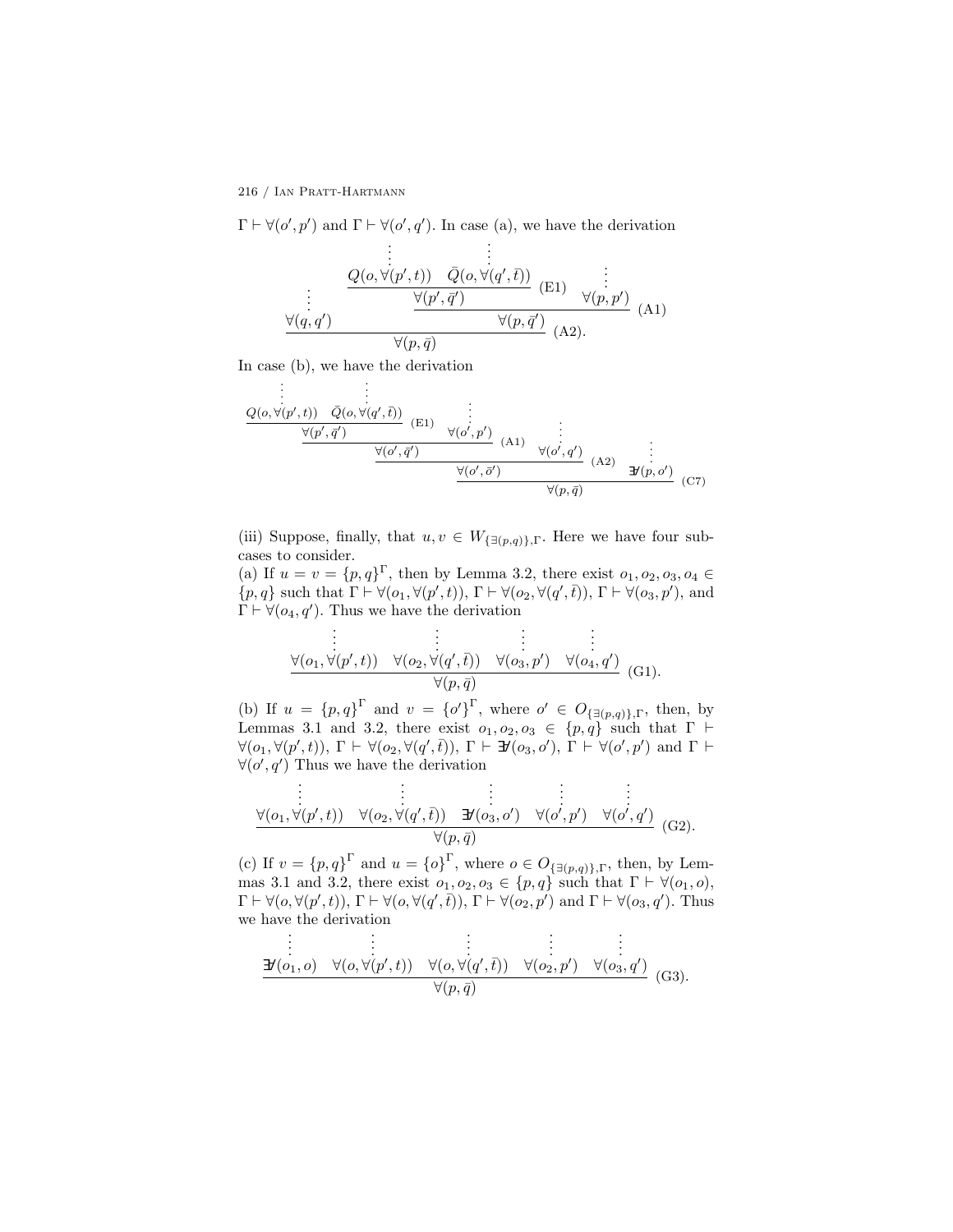$\Gamma \vdash \forall(o', p')$ and $\Gamma \vdash \forall(o', q')$. In case (a), we have the derivation

$$
\dfrac{\dfrac{\vdots}{\forall(q, q')} \qquad \dfrac{\dfrac{\dfrac{\vdots}{Q(o, \forall(p', t))} \quad \dfrac{\vdots}{\bar{Q}(o, \forall(q', \bar{t}))}}{\forall(p', \bar{q}')}\text{(E1)} \qquad \dfrac{\vdots}{\forall(p, p')}}{\forall(p, \bar{q}')}\text{(A1)}}{\forall(p, \bar{q})}\text{(A2)}.
$$

In case (b), we have the derivation

$$
\dfrac{\dfrac{\dfrac{\dfrac{\dfrac{\vdots}{Q(o, \forall(p', t))} \quad \dfrac{\vdots}{\bar{Q}(o, \forall(q', \bar{t}))}}{\forall(p', \bar{q}')}\text{(E1)} \qquad \dfrac{\vdots}{\forall(o', p')}}{\forall(o', \bar{q}')}\text{(A1)} \qquad \dfrac{\vdots}{\forall(o', q')}}{\forall(o', \bar{o}')}\text{(A2)} \qquad \dfrac{\vdots}{\exists\!\!\!/(p, o')}}{\forall(p, \bar{q})}\text{(C7)}
$$

(iii) Suppose, finally, that $u, v \in W_{\{\exists(p,q)\},\Gamma}$. Here we have four subcases to consider.

(a) If $u = v = \{p, q\}^\Gamma$, then by Lemma 3.2, there exist $o_1, o_2, o_3, o_4 \in \{p, q\}$ such that $\Gamma \vdash \forall(o_1, \forall(p', t))$, $\Gamma \vdash \forall(o_2, \forall(q', \bar{t}))$, $\Gamma \vdash \forall(o_3, p')$, and $\Gamma \vdash \forall(o_4, q')$. Thus we have the derivation

$$
\dfrac{\dfrac{\vdots}{\forall(o_1, \forall(p', t))} \quad \dfrac{\vdots}{\forall(o_2, \forall(q', \bar{t}))} \quad \dfrac{\vdots}{\forall(o_3, p')} \quad \dfrac{\vdots}{\forall(o_4, q')}}{\forall(p, \bar{q})}\text{(G1)}.
$$

(b) If $u = \{p, q\}^\Gamma$ and $v = \{o'\}^\Gamma$, where $o' \in O_{\{\exists(p,q)\},\Gamma}$, then, by Lemmas 3.1 and 3.2, there exist $o_1, o_2, o_3 \in \{p, q\}$ such that $\Gamma \vdash \forall(o_1, \forall(p', t))$, $\Gamma \vdash \forall(o_2, \forall(q', \bar{t}))$, $\Gamma \vdash \exists\!\!\!/(o_3, o')$, $\Gamma \vdash \forall(o', p')$ and $\Gamma \vdash \forall(o', q')$ Thus we have the derivation

$$
\dfrac{\dfrac{\vdots}{\forall(o_1, \forall(p', t))} \quad \dfrac{\vdots}{\forall(o_2, \forall(q', \bar{t}))} \quad \dfrac{\vdots}{\exists\!\!\!/(o_3, o')} \quad \dfrac{\vdots}{\forall(o', p')} \quad \dfrac{\vdots}{\forall(o', q')}}{\forall(p, \bar{q})}\text{(G2)}.
$$

(c) If $v = \{p, q\}^\Gamma$ and $u = \{o\}^\Gamma$, where $o \in O_{\{\exists(p,q)\},\Gamma}$, then, by Lemmas 3.1 and 3.2, there exist $o_1, o_2, o_3 \in \{p, q\}$ such that $\Gamma \vdash \forall(o_1, o)$, $\Gamma \vdash \forall(o, \forall(p', t))$, $\Gamma \vdash \forall(o, \forall(q', \bar{t}))$, $\Gamma \vdash \forall(o_2, p')$ and $\Gamma \vdash \forall(o_3, q')$. Thus we have the derivation

$$
\dfrac{\dfrac{\vdots}{\exists\!\!\!/(o_1, o)} \quad \dfrac{\vdots}{\forall(o, \forall(p', t))} \quad \dfrac{\vdots}{\forall(o, \forall(q', \bar{t}))} \quad \dfrac{\vdots}{\forall(o_2, p')} \quad \dfrac{\vdots}{\forall(o_3, q')}}{\forall(p, \bar{q})}\text{(G3)}.
$$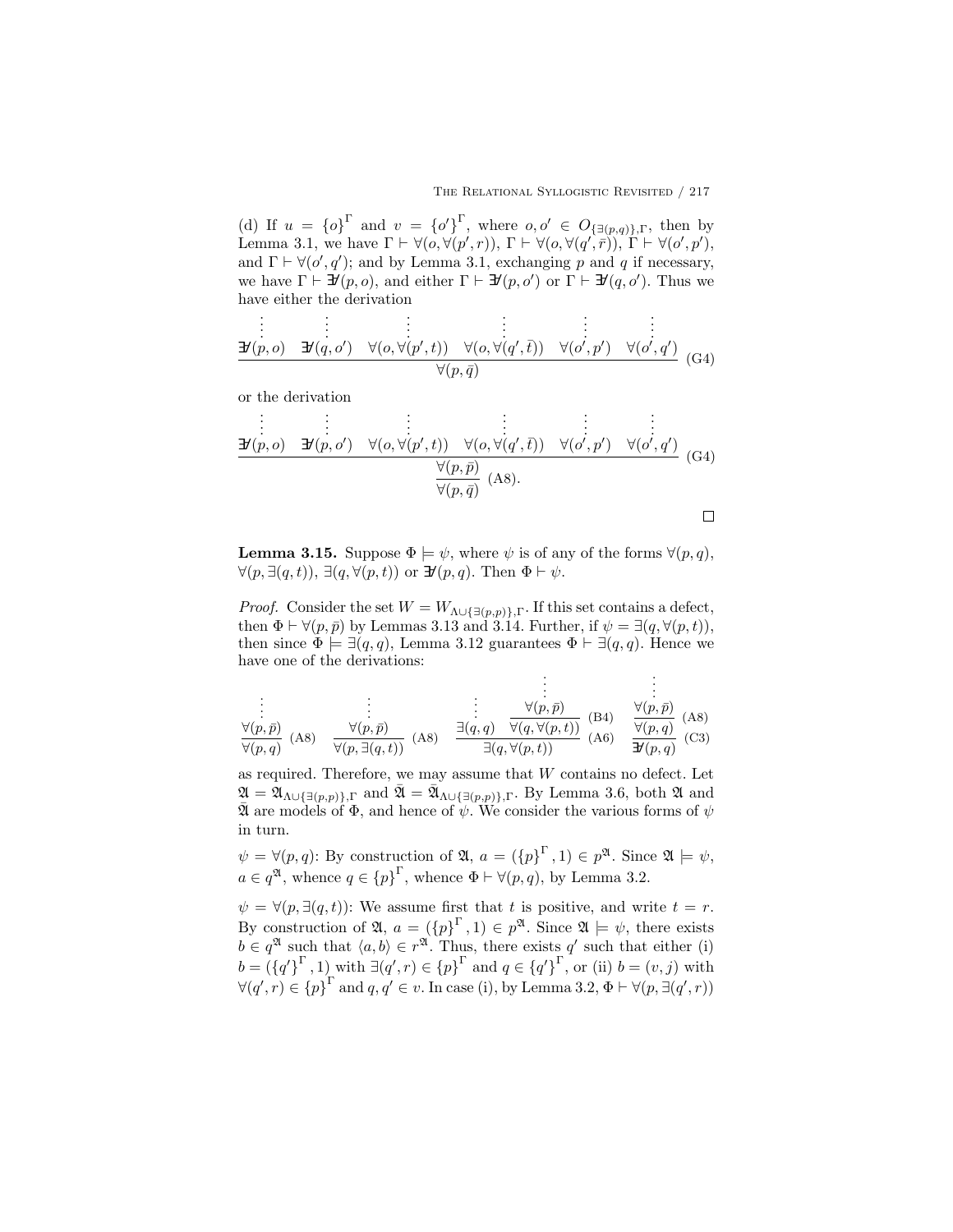(d) If $u = \{o\}^{\Gamma}$ and $v = \{o'\}^{\Gamma}$, where $o, o' \in O_{\{\exists(p,q)\},\Gamma}$, then by Lemma 3.1, we have $\Gamma \vdash \forall(o, \forall(p', r))$, $\Gamma \vdash \forall(o, \forall(q', \bar{r}))$, $\Gamma \vdash \forall(o', p')$, and $\Gamma \vdash \forall(o', q')$; and by Lemma 3.1, exchanging $p$ and $q$ if necessary, we have $\Gamma \vdash \not\exists(p, o)$, and either $\Gamma \vdash \not\exists(p, o')$ or $\Gamma \vdash \not\exists(q, o')$. Thus we have either the derivation

$$\dfrac{\begin{matrix}\vdots \\ \not\exists(p,o)\end{matrix} \quad \begin{matrix}\vdots \\ \not\exists(q,o')\end{matrix} \quad \begin{matrix}\vdots \\ \forall(o,\forall(p',t))\end{matrix} \quad \begin{matrix}\vdots \\ \forall(o,\forall(q',\bar{t}))\end{matrix} \quad \begin{matrix}\vdots \\ \forall(o',p')\end{matrix} \quad \begin{matrix}\vdots \\ \forall(o',q')\end{matrix}}{\forall(p,\bar{q})} \text{ (G4)}$$

or the derivation

$$\dfrac{\dfrac{\begin{matrix}\vdots \\ \not\exists(p,o)\end{matrix} \quad \begin{matrix}\vdots \\ \not\exists(p,o')\end{matrix} \quad \begin{matrix}\vdots \\ \forall(o,\forall(p',t))\end{matrix} \quad \begin{matrix}\vdots \\ \forall(o,\forall(q',\bar{t}))\end{matrix} \quad \begin{matrix}\vdots \\ \forall(o',p')\end{matrix} \quad \begin{matrix}\vdots \\ \forall(o',q')\end{matrix}}{\forall(p,\bar{p})} \text{ (G4)}}{\forall(p,\bar{q})} \text{ (A8).}$$

□

**Lemma 3.15.** Suppose $\Phi \models \psi$, where $\psi$ is of any of the forms $\forall(p, q)$, $\forall(p, \exists(q, t))$, $\exists(q, \forall(p, t))$ or $\not\exists(p, q)$. Then $\Phi \vdash \psi$.

*Proof.* Consider the set $W = W_{\Lambda \cup \{\exists(p,p)\},\Gamma}$. If this set contains a defect, then $\Phi \vdash \forall(p, \bar{p})$ by Lemmas 3.13 and 3.14. Further, if $\psi = \exists(q, \forall(p, t))$, then since $\Phi \models \exists(q, q)$, Lemma 3.12 guarantees $\Phi \vdash \exists(q, q)$. Hence we have one of the derivations:

$$\dfrac{\begin{matrix}\vdots \\ \forall(p,\bar{p})\end{matrix}}{\forall(p,q)} \text{ (A8)} \qquad \dfrac{\begin{matrix}\vdots \\ \forall(p,\bar{p})\end{matrix}}{\forall(p,\exists(q,t))} \text{ (A8)} \qquad \dfrac{\begin{matrix}\vdots \\ \exists(q,q)\end{matrix} \quad \dfrac{\begin{matrix}\vdots \\ \forall(p,\bar{p})\end{matrix}}{\forall(q,\forall(p,t))} \text{ (B4)}}{\exists(q,\forall(p,t))} \text{ (A6)} \qquad \dfrac{\dfrac{\begin{matrix}\vdots \\ \forall(p,\bar{p})\end{matrix}}{\forall(p,q)} \text{ (A8)}}{\not\exists(p,q)} \text{ (C3)}$$

as required. Therefore, we may assume that $W$ contains no defect. Let $\mathfrak{A} = \mathfrak{A}_{\Lambda \cup \{\exists(p,p)\},\Gamma}$ and $\bar{\mathfrak{A}} = \bar{\mathfrak{A}}_{\Lambda \cup \{\exists(p,p)\},\Gamma}$. By Lemma 3.6, both $\mathfrak{A}$ and $\bar{\mathfrak{A}}$ are models of $\Phi$, and hence of $\psi$. We consider the various forms of $\psi$ in turn.

$\psi = \forall(p, q)$: By construction of $\mathfrak{A}$, $a = (\{p\}^{\Gamma}, 1) \in p^{\mathfrak{A}}$. Since $\mathfrak{A} \models \psi$, $a \in q^{\mathfrak{A}}$, whence $q \in \{p\}^{\Gamma}$, whence $\Phi \vdash \forall(p, q)$, by Lemma 3.2.

$\psi = \forall(p, \exists(q, t))$: We assume first that $t$ is positive, and write $t = r$. By construction of $\mathfrak{A}$, $a = (\{p\}^{\Gamma}, 1) \in p^{\mathfrak{A}}$. Since $\mathfrak{A} \models \psi$, there exists $b \in q^{\mathfrak{A}}$ such that $\langle a, b \rangle \in r^{\mathfrak{A}}$. Thus, there exists $q'$ such that either (i) $b = (\{q'\}^{\Gamma}, 1)$ with $\exists(q', r) \in \{p\}^{\Gamma}$ and $q \in \{q'\}^{\Gamma}$, or (ii) $b = (v, j)$ with $\forall(q', r) \in \{p\}^{\Gamma}$ and $q, q' \in v$. In case (i), by Lemma 3.2, $\Phi \vdash \forall(p, \exists(q', r))$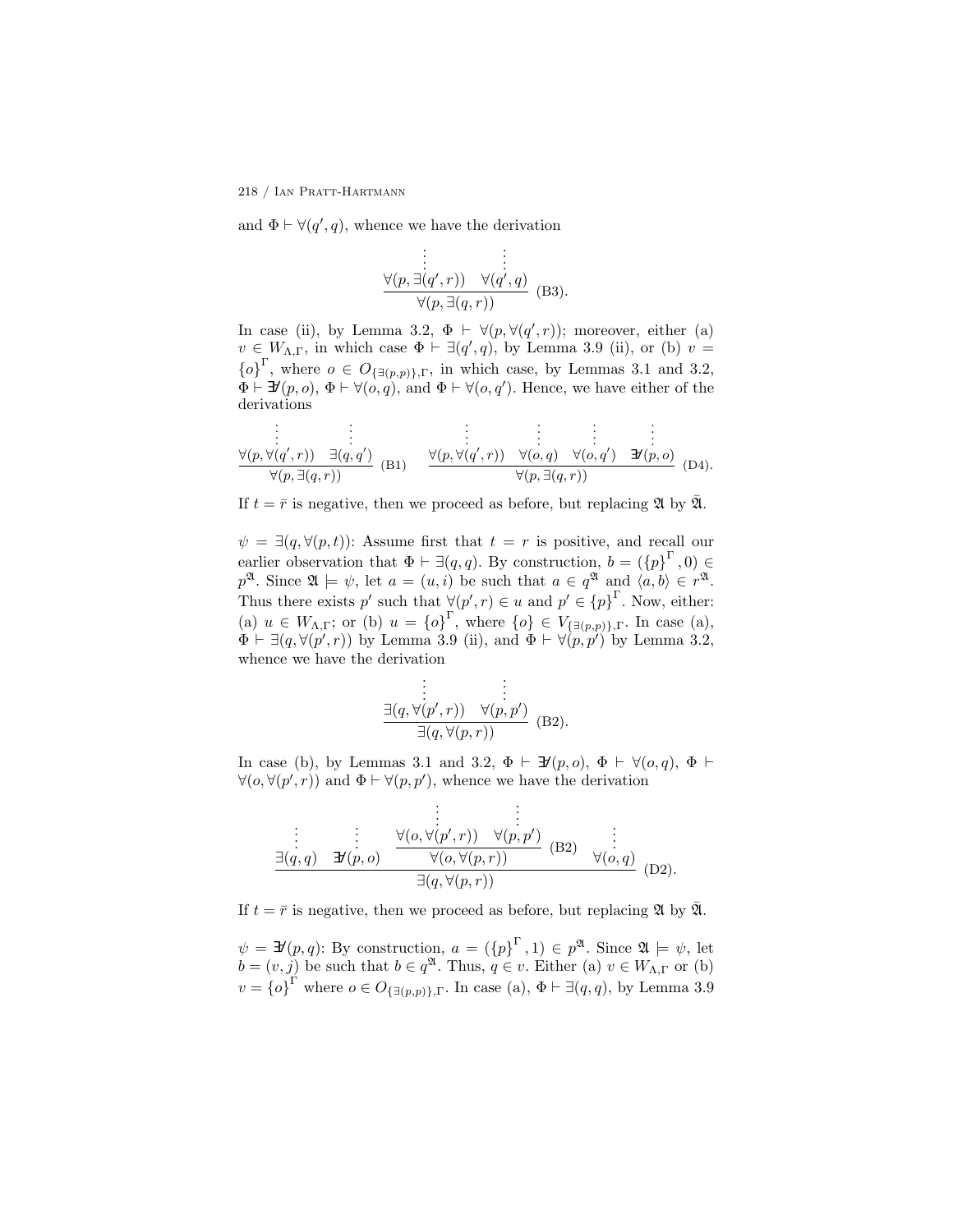and $\Phi \vdash \forall(q', q)$, whence we have the derivation

$$\dfrac{\begin{array}{cc}\vdots & \vdots \\ \forall(p, \exists(q', r)) & \forall(q', q)\end{array}}{\forall(p, \exists(q, r))} \text{ (B3)}.$$

In case (ii), by Lemma 3.2, $\Phi \vdash \forall(p, \forall(q', r))$; moreover, either (a) $v \in W_{\Lambda,\Gamma}$, in which case $\Phi \vdash \exists(q', q)$, by Lemma 3.9 (ii), or (b) $v = \{o\}^{\Gamma}$, where $o \in O_{\{\exists(p,p)\},\Gamma}$, in which case, by Lemmas 3.1 and 3.2, $\Phi \vdash \not\exists(p, o)$, $\Phi \vdash \forall(o, q)$, and $\Phi \vdash \forall(o, q')$. Hence, we have either of the derivations

$$\dfrac{\begin{array}{cc}\vdots & \vdots \\ \forall(p, \forall(q', r)) & \exists(q, q')\end{array}}{\forall(p, \exists(q, r))} \text{ (B1)} \qquad \dfrac{\begin{array}{cccc}\vdots & \vdots & \vdots & \vdots \\ \forall(p, \forall(q', r)) & \forall(o, q) & \forall(o, q') & \not\exists(p, o)\end{array}}{\forall(p, \exists(q, r))} \text{ (D4)}.$$

If $t = \bar{r}$ is negative, then we proceed as before, but replacing $\mathfrak{A}$ by $\bar{\mathfrak{A}}$.

$\psi = \exists(q, \forall(p, t))$: Assume first that $t = r$ is positive, and recall our earlier observation that $\Phi \vdash \exists(q, q)$. By construction, $b = (\{p\}^{\Gamma}, 0) \in p^{\mathfrak{A}}$. Since $\mathfrak{A} \models \psi$, let $a = (u, i)$ be such that $a \in q^{\mathfrak{A}}$ and $\langle a, b \rangle \in r^{\mathfrak{A}}$. Thus there exists $p'$ such that $\forall(p', r) \in u$ and $p' \in \{p\}^{\Gamma}$. Now, either: (a) $u \in W_{\Lambda,\Gamma}$; or (b) $u = \{o\}^{\Gamma}$, where $\{o\} \in V_{\{\exists(p,p)\},\Gamma}$. In case (a), $\Phi \vdash \exists(q, \forall(p', r))$ by Lemma 3.9 (ii), and $\Phi \vdash \forall(p, p')$ by Lemma 3.2, whence we have the derivation

$$\dfrac{\begin{array}{cc}\vdots & \vdots \\ \exists(q, \forall(p', r)) & \forall(p, p')\end{array}}{\exists(q, \forall(p, r))} \text{ (B2)}.$$

In case (b), by Lemmas 3.1 and 3.2, $\Phi \vdash \not\exists(p, o)$, $\Phi \vdash \forall(o, q)$, $\Phi \vdash \forall(o, \forall(p', r))$ and $\Phi \vdash \forall(p, p')$, whence we have the derivation

$$\dfrac{\begin{array}{cccc}\vdots & \vdots & \dfrac{\begin{array}{cc}\vdots & \vdots \\ \forall(o, \forall(p', r)) & \forall(p, p')\end{array}}{\forall(o, \forall(p, r))} \text{ (B2)} & \begin{array}{c}\vdots \\ \forall(o, q)\end{array} \\ \exists(q, q) & \not\exists(p, o) & & \end{array}}{\exists(q, \forall(p, r))} \text{ (D2)}.$$

If $t = \bar{r}$ is negative, then we proceed as before, but replacing $\mathfrak{A}$ by $\bar{\mathfrak{A}}$.

$\psi = \not\exists(p, q)$: By construction, $a = (\{p\}^{\Gamma}, 1) \in p^{\mathfrak{A}}$. Since $\mathfrak{A} \models \psi$, let $b = (v, j)$ be such that $b \in q^{\mathfrak{A}}$. Thus, $q \in v$. Either (a) $v \in W_{\Lambda,\Gamma}$ or (b) $v = \{o\}^{\Gamma}$ where $o \in O_{\{\exists(p,p)\},\Gamma}$. In case (a), $\Phi \vdash \exists(q, q)$, by Lemma 3.9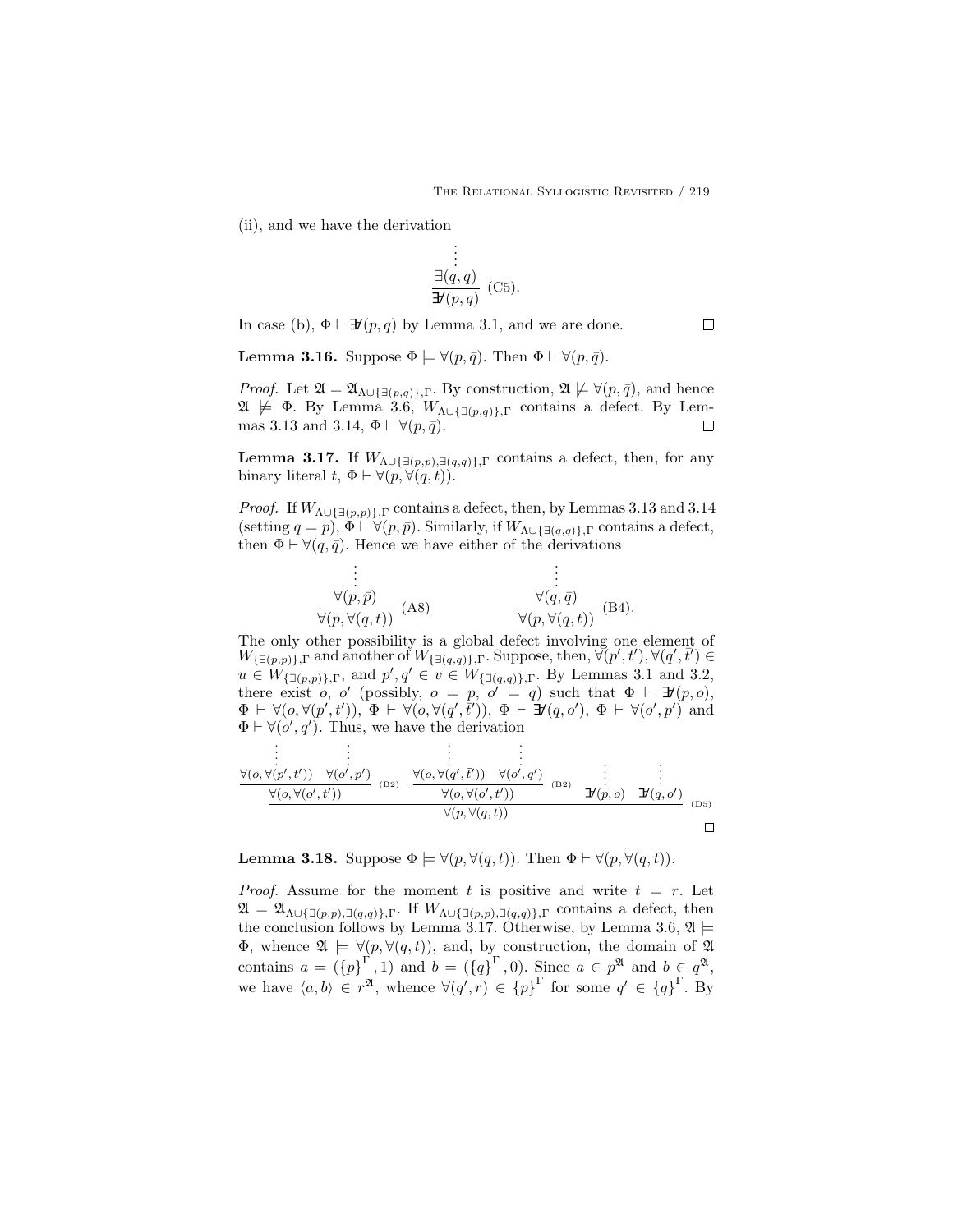(ii), and we have the derivation

$$\frac{\begin{array}{c}\vdots\\ \exists(q,q)\end{array}}{\exists\!\!\!/(p,q)}\ (\text{C5}).$$

In case (b), $\Phi \vdash \exists\!\!\!/(p,q)$ by Lemma 3.1, and we are done. $\square$

**Lemma 3.16.** Suppose $\Phi \models \forall(p,\bar{q})$. Then $\Phi \vdash \forall(p,\bar{q})$.

*Proof.* Let $\mathfrak{A} = \mathfrak{A}_{\Lambda\cup\{\exists(p,q)\},\Gamma}$. By construction, $\mathfrak{A} \not\models \forall(p,\bar{q})$, and hence $\mathfrak{A} \not\models \Phi$. By Lemma 3.6, $W_{\Lambda\cup\{\exists(p,q)\},\Gamma}$ contains a defect. By Lemmas 3.13 and 3.14, $\Phi \vdash \forall(p,\bar{q})$. $\square$

**Lemma 3.17.** If $W_{\Lambda\cup\{\exists(p,p),\exists(q,q)\},\Gamma}$ contains a defect, then, for any binary literal $t$, $\Phi \vdash \forall(p,\forall(q,t))$.

*Proof.* If $W_{\Lambda\cup\{\exists(p,p)\},\Gamma}$ contains a defect, then, by Lemmas 3.13 and 3.14 (setting $q = p$), $\Phi \vdash \forall(p,\bar{p})$. Similarly, if $W_{\Lambda\cup\{\exists(q,q)\},\Gamma}$ contains a defect, then $\Phi \vdash \forall(q,\bar{q})$. Hence we have either of the derivations

$$\frac{\begin{array}{c}\vdots\\ \forall(p,\bar{p})\end{array}}{\forall(p,\forall(q,t))}\ (\text{A8}) \qquad\qquad \frac{\begin{array}{c}\vdots\\ \forall(q,\bar{q})\end{array}}{\forall(p,\forall(q,t))}\ (\text{B4}).$$

The only other possibility is a global defect involving one element of $W_{\{\exists(p,p)\},\Gamma}$ and another of $W_{\{\exists(q,q)\},\Gamma}$. Suppose, then, $\forall(p',t'), \forall(q',\bar{t}') \in u \in W_{\{\exists(p,p)\},\Gamma}$, and $p', q' \in v \in W_{\{\exists(q,q)\},\Gamma}$. By Lemmas 3.1 and 3.2, there exist $o$, $o'$ (possibly, $o = p$, $o' = q$) such that $\Phi \vdash \exists\!\!\!/(p,o)$, $\Phi \vdash \forall(o,\forall(p',t'))$, $\Phi \vdash \forall(o,\forall(q',\bar{t}'))$, $\Phi \vdash \exists\!\!\!/(q,o')$, $\Phi \vdash \forall(o',p')$ and $\Phi \vdash \forall(o',q')$. Thus, we have the derivation

$$\frac{\dfrac{\begin{array}{c}\vdots\\ \forall(o,\forall(p',t'))\end{array} \quad \begin{array}{c}\vdots\\ \forall(o',p')\end{array}}{\forall(o,\forall(o',t'))}\ (\text{B2}) \quad \dfrac{\begin{array}{c}\vdots\\ \forall(o,\forall(q',\bar{t}'))\end{array} \quad \begin{array}{c}\vdots\\ \forall(o',q')\end{array}}{\forall(o,\forall(o',\bar{t}'))}\ (\text{B2}) \quad \begin{array}{c}\vdots\\ \exists\!\!\!/(p,o)\end{array} \quad \begin{array}{c}\vdots\\ \exists\!\!\!/(q,o')\end{array}}{\forall(p,\forall(q,t))}\ (\text{D5})$$

$\square$

**Lemma 3.18.** Suppose $\Phi \models \forall(p,\forall(q,t))$. Then $\Phi \vdash \forall(p,\forall(q,t))$.

*Proof.* Assume for the moment $t$ is positive and write $t = r$. Let $\mathfrak{A} = \mathfrak{A}_{\Lambda\cup\{\exists(p,p),\exists(q,q)\},\Gamma}$. If $W_{\Lambda\cup\{\exists(p,p),\exists(q,q)\},\Gamma}$ contains a defect, then the conclusion follows by Lemma 3.17. Otherwise, by Lemma 3.6, $\mathfrak{A} \models \Phi$, whence $\mathfrak{A} \models \forall(p,\forall(q,t))$, and, by construction, the domain of $\mathfrak{A}$ contains $a = (\{p\}^{\Gamma}, 1)$ and $b = (\{q\}^{\Gamma}, 0)$. Since $a \in p^{\mathfrak{A}}$ and $b \in q^{\mathfrak{A}}$, we have $\langle a,b\rangle \in r^{\mathfrak{A}}$, whence $\forall(q',r) \in \{p\}^{\Gamma}$ for some $q' \in \{q\}^{\Gamma}$. By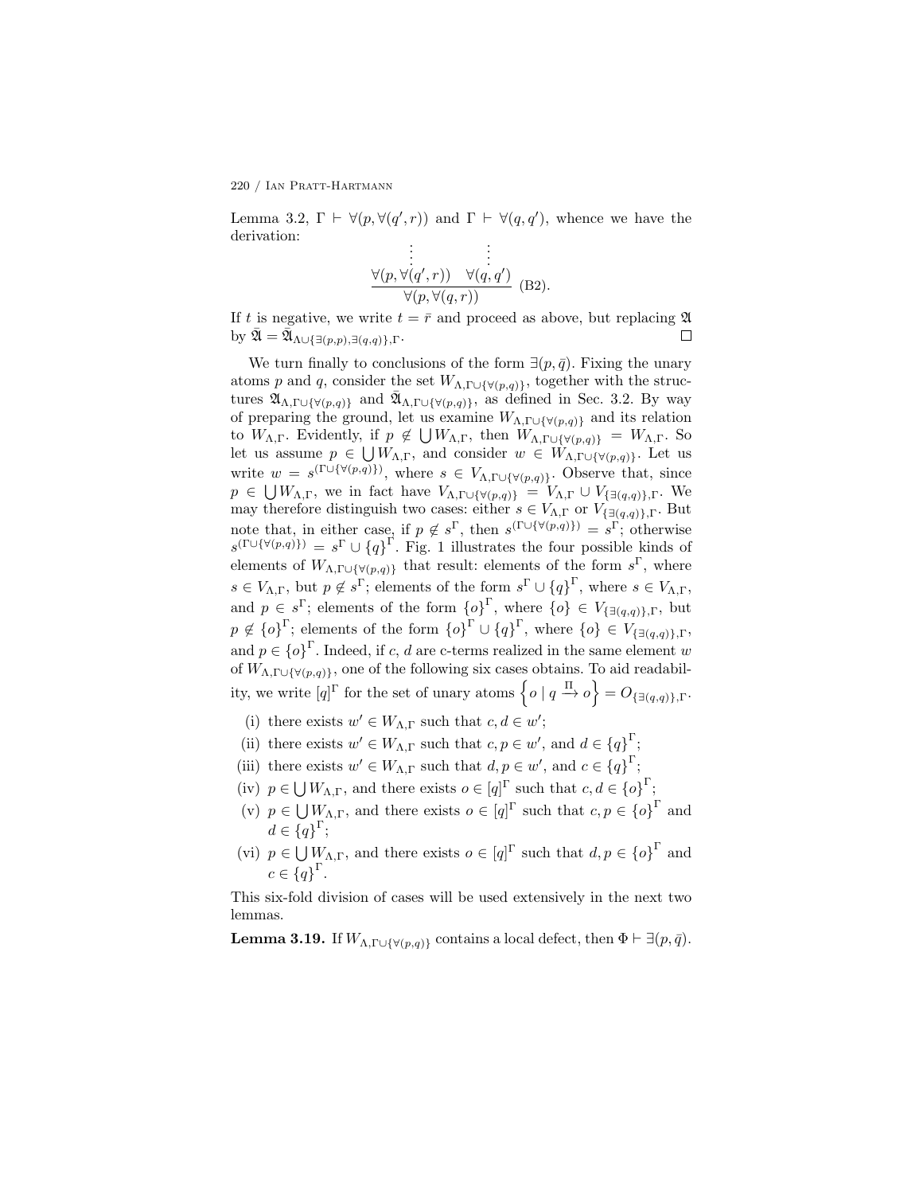Lemma 3.2, $\Gamma \vdash \forall(p, \forall(q', r))$ and $\Gamma \vdash \forall(q, q')$, whence we have the derivation:

$$\dfrac{\begin{array}{cc} \vdots & \vdots \\ \forall(p, \forall(q', r)) & \forall(q, q') \end{array}}{\forall(p, \forall(q, r))} \text{ (B2)}.$$

If $t$ is negative, we write $t = \bar{r}$ and proceed as above, but replacing $\mathfrak{A}$ by $\tilde{\mathfrak{A}} = \tilde{\mathfrak{A}}_{\Lambda \cup \{\exists(p,p), \exists(q,q)\}, \Gamma}$. $\square$

We turn finally to conclusions of the form $\exists(p, \bar{q})$. Fixing the unary atoms $p$ and $q$, consider the set $W_{\Lambda, \Gamma \cup \{\forall(p,q)\}}$, together with the structures $\mathfrak{A}_{\Lambda, \Gamma \cup \{\forall(p,q)\}}$ and $\tilde{\mathfrak{A}}_{\Lambda, \Gamma \cup \{\forall(p,q)\}}$, as defined in Sec. 3.2. By way of preparing the ground, let us examine $W_{\Lambda, \Gamma \cup \{\forall(p,q)\}}$ and its relation to $W_{\Lambda, \Gamma}$. Evidently, if $p \notin \bigcup W_{\Lambda, \Gamma}$, then $W_{\Lambda, \Gamma \cup \{\forall(p,q)\}} = W_{\Lambda, \Gamma}$. So let us assume $p \in \bigcup W_{\Lambda, \Gamma}$, and consider $w \in W_{\Lambda, \Gamma \cup \{\forall(p,q)\}}$. Let us write $w = s^{(\Gamma \cup \{\forall(p,q)\})}$, where $s \in V_{\Lambda, \Gamma \cup \{\forall(p,q)\}}$. Observe that, since $p \in \bigcup W_{\Lambda, \Gamma}$, we in fact have $V_{\Lambda, \Gamma \cup \{\forall(p,q)\}} = V_{\Lambda, \Gamma} \cup V_{\{\exists(q,q)\}, \Gamma}$. We may therefore distinguish two cases: either $s \in V_{\Lambda, \Gamma}$ or $V_{\{\exists(q,q)\}, \Gamma}$. But note that, in either case, if $p \notin s^\Gamma$, then $s^{(\Gamma \cup \{\forall(p,q)\})} = s^\Gamma$; otherwise $s^{(\Gamma \cup \{\forall(p,q)\})} = s^\Gamma \cup \{q\}^\Gamma$. Fig. 1 illustrates the four possible kinds of elements of $W_{\Lambda, \Gamma \cup \{\forall(p,q)\}}$ that result: elements of the form $s^\Gamma$, where $s \in V_{\Lambda, \Gamma}$, but $p \notin s^\Gamma$; elements of the form $s^\Gamma \cup \{q\}^\Gamma$, where $s \in V_{\Lambda, \Gamma}$, and $p \in s^\Gamma$; elements of the form $\{o\}^\Gamma$, where $\{o\} \in V_{\{\exists(q,q)\}, \Gamma}$, but $p \notin \{o\}^\Gamma$; elements of the form $\{o\}^\Gamma \cup \{q\}^\Gamma$, where $\{o\} \in V_{\{\exists(q,q)\}, \Gamma}$, and $p \in \{o\}^\Gamma$. Indeed, if $c$, $d$ are c-terms realized in the same element $w$ of $W_{\Lambda, \Gamma \cup \{\forall(p,q)\}}$, one of the following six cases obtains. To aid readability, we write $[q]^\Gamma$ for the set of unary atoms $\left\{o \mid q \xrightarrow{\Pi} o\right\} = O_{\{\exists(q,q)\}, \Gamma}$.

- (i) there exists $w' \in W_{\Lambda, \Gamma}$ such that $c, d \in w'$;
- (ii) there exists $w' \in W_{\Lambda, \Gamma}$ such that $c, p \in w'$, and $d \in \{q\}^\Gamma$;
- (iii) there exists $w' \in W_{\Lambda, \Gamma}$ such that $d, p \in w'$, and $c \in \{q\}^\Gamma$;
- (iv) $p \in \bigcup W_{\Lambda, \Gamma}$, and there exists $o \in [q]^\Gamma$ such that $c, d \in \{o\}^\Gamma$;
- (v) $p \in \bigcup W_{\Lambda, \Gamma}$, and there exists $o \in [q]^\Gamma$ such that $c, p \in \{o\}^\Gamma$ and $d \in \{q\}^\Gamma$;
- (vi) $p \in \bigcup W_{\Lambda, \Gamma}$, and there exists $o \in [q]^\Gamma$ such that $d, p \in \{o\}^\Gamma$ and $c \in \{q\}^\Gamma$.

This six-fold division of cases will be used extensively in the next two lemmas.

**Lemma 3.19.** If $W_{\Lambda, \Gamma \cup \{\forall(p,q)\}}$ contains a local defect, then $\Phi \vdash \exists(p, \bar{q})$.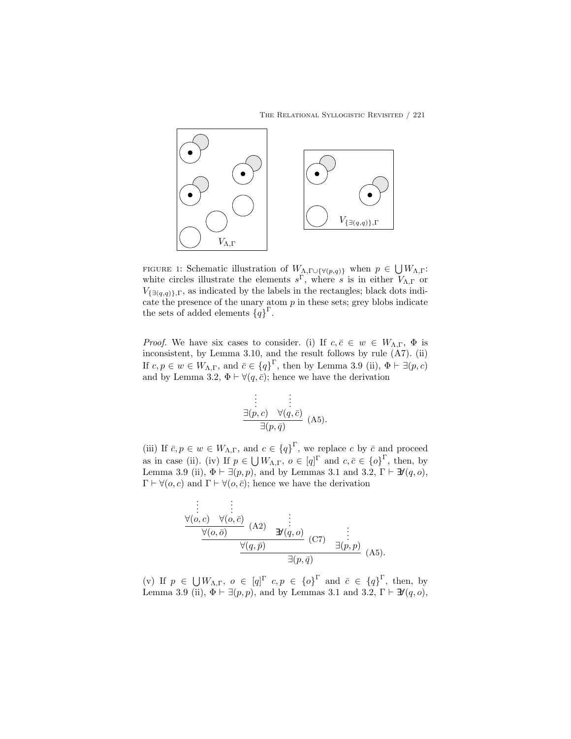FIGURE 1: Schematic illustration of $W_{\Lambda,\Gamma\cup\{\forall(p,q)\}}$ when $p \in \bigcup W_{\Lambda,\Gamma}$: white circles illustrate the elements $s^\Gamma$, where $s$ is in either $V_{\Lambda,\Gamma}$ or $V_{\{\exists(q,q)\},\Gamma}$, as indicated by the labels in the rectangles; black dots indicate the presence of the unary atom $p$ in these sets; grey blobs indicate the sets of added elements $\{q\}^\Gamma$.

*Proof.* We have six cases to consider. (i) If $c, \bar{c} \in w \in W_{\Lambda,\Gamma}$, $\Phi$ is inconsistent, by Lemma 3.10, and the result follows by rule (A7). (ii) If $c, p \in w \in W_{\Lambda,\Gamma}$, and $\bar{c} \in \{q\}^\Gamma$, then by Lemma 3.9 (ii), $\Phi \vdash \exists(p,c)$ and by Lemma 3.2, $\Phi \vdash \forall(q,\bar{c})$; hence we have the derivation

$$\dfrac{\begin{array}{cc}\vdots & \vdots \\ \exists(p,c) & \forall(q,\bar{c})\end{array}}{\exists(p,\bar{q})}\ \text{(A5)}.$$

(iii) If $\bar{c}, p \in w \in W_{\Lambda,\Gamma}$, and $c \in \{q\}^\Gamma$, we replace $c$ by $\bar{c}$ and proceed as in case (ii). (iv) If $p \in \bigcup W_{\Lambda,\Gamma}$, $o \in [q]^\Gamma$ and $c, \bar{c} \in \{o\}^\Gamma$, then, by Lemma 3.9 (ii), $\Phi \vdash \exists(p,p)$, and by Lemmas 3.1 and 3.2, $\Gamma \vdash \not\exists(q,o)$, $\Gamma \vdash \forall(o,c)$ and $\Gamma \vdash \forall(o,\bar{c})$; hence we have the derivation

$$\dfrac{\dfrac{\dfrac{\begin{array}{cc}\vdots & \vdots \\ \forall(o,c) & \forall(o,\bar{c})\end{array}}{\forall(o,\bar{o})}\ \text{(A2)} \quad \begin{array}{c}\vdots \\ \not\exists(q,o)\end{array}}{\forall(q,\bar{p})}\ \text{(C7)} \quad \begin{array}{c}\vdots \\ \exists(p,p)\end{array}}{\exists(p,\bar{q})}\ \text{(A5)}.$$

(v) If $p \in \bigcup W_{\Lambda,\Gamma}$, $o \in [q]^\Gamma$ $c, p \in \{o\}^\Gamma$ and $\bar{c} \in \{q\}^\Gamma$, then, by Lemma 3.9 (ii), $\Phi \vdash \exists(p,p)$, and by Lemmas 3.1 and 3.2, $\Gamma \vdash \not\exists(q,o)$,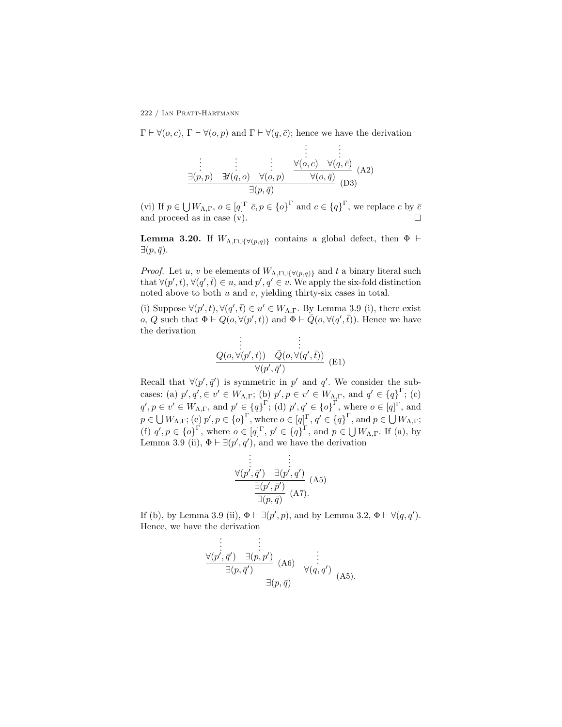$\Gamma \vdash \forall(o, c)$, $\Gamma \vdash \forall(o, p)$ and $\Gamma \vdash \forall(q, \bar{c})$; hence we have the derivation

$$\dfrac{\dfrac{\vdots}{\exists(p,p)} \quad \dfrac{\vdots}{\not\exists(q,o)} \quad \dfrac{\vdots}{\forall(o,p)} \quad \dfrac{\dfrac{\vdots}{\forall(o,c)} \quad \dfrac{\vdots}{\forall(q,\bar{c})}}{\forall(o,\bar{q})}\text{ (A2)}}{\exists(p,\bar{q})}\text{ (D3)}$$

(vi) If $p \in \bigcup W_{\Lambda,\Gamma}$, $o \in [q]^{\Gamma}$ $\bar{c}, p \in \{o\}^{\Gamma}$ and $c \in \{q\}^{\Gamma}$, we replace $c$ by $\bar{c}$ and proceed as in case (v). $\square$

**Lemma 3.20.** If $W_{\Lambda,\Gamma\cup\{\forall(p,q)\}}$ contains a global defect, then $\Phi \vdash \exists(p, \bar{q})$.

*Proof.* Let $u$, $v$ be elements of $W_{\Lambda,\Gamma\cup\{\forall(p,q)\}}$ and $t$ a binary literal such that $\forall(p', t), \forall(q', \bar{t}) \in u$, and $p', q' \in v$. We apply the six-fold distinction noted above to both $u$ and $v$, yielding thirty-six cases in total.

(i) Suppose $\forall(p', t), \forall(q', \bar{t}) \in u' \in W_{\Lambda,\Gamma}$. By Lemma 3.9 (i), there exist $o$, $Q$ such that $\Phi \vdash Q(o, \forall(p', t))$ and $\Phi \vdash \bar{Q}(o, \forall(q', \bar{t}))$. Hence we have the derivation

$$\dfrac{\dfrac{\vdots}{Q(o,\forall(p',t))} \quad \dfrac{\vdots}{\bar{Q}(o,\forall(q',\bar{t}))}}{\forall(p',\bar{q}')}\text{ (E1)}$$

Recall that $\forall(p', \bar{q}')$ is symmetric in $p'$ and $q'$. We consider the subcases: (a) $p', q', \in v' \in W_{\Lambda,\Gamma}$; (b) $p', p \in v' \in W_{\Lambda,\Gamma}$, and $q' \in \{q\}^{\Gamma}$; (c) $q', p \in v' \in W_{\Lambda,\Gamma}$, and $p' \in \{q\}^{\Gamma}$; (d) $p', q' \in \{o\}^{\Gamma}$, where $o \in [q]^{\Gamma}$, and $p \in \bigcup W_{\Lambda,\Gamma}$; (e) $p', p \in \{o\}^{\Gamma}$, where $o \in [q]^{\Gamma}$, $q' \in \{q\}^{\Gamma}$, and $p \in \bigcup W_{\Lambda,\Gamma}$; (f) $q', p \in \{o\}^{\Gamma}$, where $o \in [q]^{\Gamma}$, $p' \in \{q\}^{\Gamma}$, and $p \in \bigcup W_{\Lambda,\Gamma}$. If (a), by Lemma 3.9 (ii), $\Phi \vdash \exists(p', q')$, and we have the derivation

$$\dfrac{\dfrac{\dfrac{\vdots}{\forall(p',\bar{q}')} \quad \dfrac{\vdots}{\exists(p',q')}}{\exists(p',\bar{p}')}\text{ (A5)}}{\exists(p,\bar{q})}\text{ (A7).}$$

If (b), by Lemma 3.9 (ii), $\Phi \vdash \exists(p', p)$, and by Lemma 3.2, $\Phi \vdash \forall(q, q')$. Hence, we have the derivation

$$\dfrac{\dfrac{\dfrac{\vdots}{\forall(p',\bar{q}')} \quad \dfrac{\vdots}{\exists(p,p')}}{\exists(p,\bar{q}')}\text{ (A6)} \quad \dfrac{\vdots}{\forall(q,q')}}{\exists(p,\bar{q})}\text{ (A5).}$$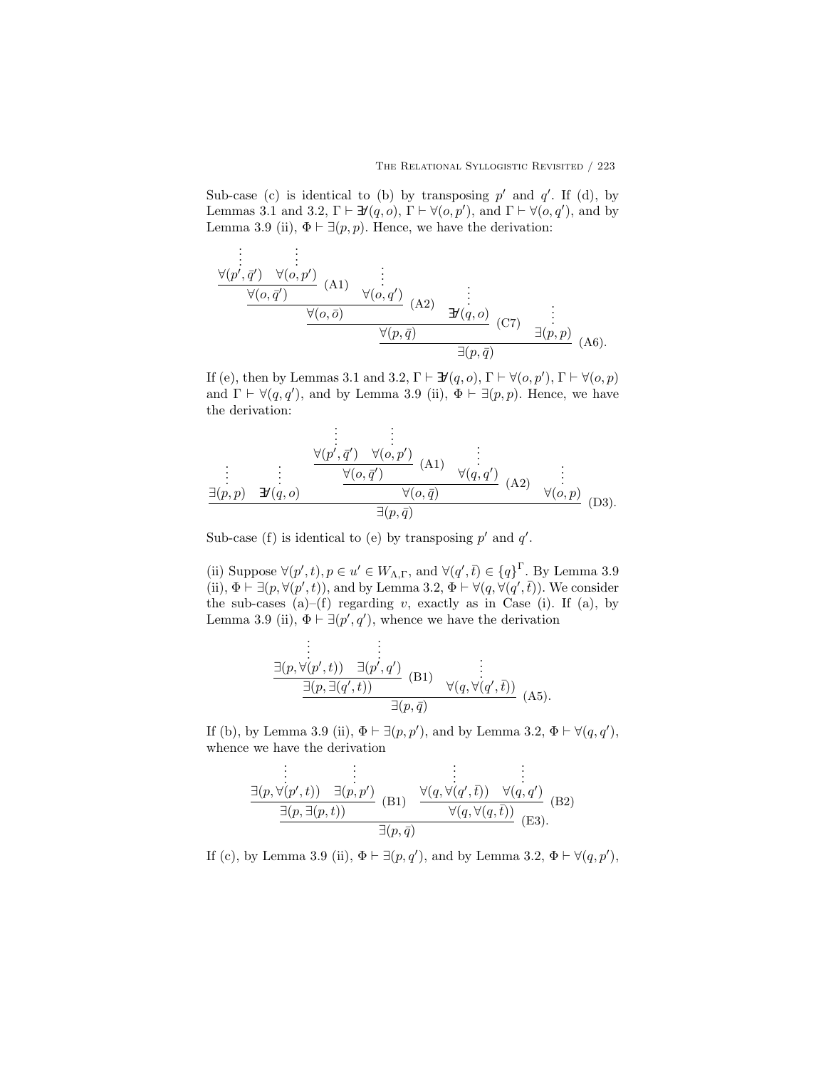Sub-case (c) is identical to (b) by transposing $p'$ and $q'$. If (d), by Lemmas 3.1 and 3.2, $\Gamma \vdash \not\exists(q, o)$, $\Gamma \vdash \forall(o, p')$, and $\Gamma \vdash \forall(o, q')$, and by Lemma 3.9 (ii), $\Phi \vdash \exists(p, p)$. Hence, we have the derivation:

$$
\dfrac{\dfrac{\dfrac{\dfrac{\begin{matrix}\vdots \\ \forall(p', \bar{q}')\end{matrix} \quad \begin{matrix}\vdots \\ \forall(o, p')\end{matrix}}{\forall(o, \bar{q}')} \text{(A1)} \quad \begin{matrix}\vdots \\ \forall(o, q')\end{matrix}}{\forall(o, \bar{o})} \text{(A2)} \quad \begin{matrix}\vdots \\ \not\exists(q, o)\end{matrix}}{\forall(p, \bar{q})} \text{(C7)} \quad \begin{matrix}\vdots \\ \exists(p, p)\end{matrix}}{\exists(p, \bar{q})} \text{(A6)}.
$$

If (e), then by Lemmas 3.1 and 3.2, $\Gamma \vdash \not\exists(q, o)$, $\Gamma \vdash \forall(o, p')$, $\Gamma \vdash \forall(o, p)$ and $\Gamma \vdash \forall(q, q')$, and by Lemma 3.9 (ii), $\Phi \vdash \exists(p, p)$. Hence, we have the derivation:

$$
\dfrac{\begin{matrix}\vdots \\ \exists(p, p)\end{matrix} \quad \begin{matrix}\vdots \\ \not\exists(q, o)\end{matrix} \quad \dfrac{\dfrac{\begin{matrix}\vdots \\ \forall(p', \bar{q}')\end{matrix} \quad \begin{matrix}\vdots \\ \forall(o, p')\end{matrix}}{\forall(o, \bar{q}')} \text{(A1)} \quad \begin{matrix}\vdots \\ \forall(q, q')\end{matrix}}{\forall(o, \bar{q})} \text{(A2)} \quad \begin{matrix}\vdots \\ \forall(o, p)\end{matrix}}{\exists(p, \bar{q})} \text{(D3)}.
$$

Sub-case (f) is identical to (e) by transposing $p'$ and $q'$.

(ii) Suppose $\forall(p', t), p \in u' \in W_{\Lambda,\Gamma}$, and $\forall(q', \bar{t}) \in \{q\}^{\Gamma}$. By Lemma 3.9 (ii), $\Phi \vdash \exists(p, \forall(p', t))$, and by Lemma 3.2, $\Phi \vdash \forall(q, \forall(q', \bar{t}))$. We consider the sub-cases (a)–(f) regarding $v$, exactly as in Case (i). If (a), by Lemma 3.9 (ii), $\Phi \vdash \exists(p', q')$, whence we have the derivation

$$
\dfrac{\dfrac{\begin{matrix}\vdots \\ \exists(p, \forall(p', t))\end{matrix} \quad \begin{matrix}\vdots \\ \exists(p', q')\end{matrix}}{\exists(p, \exists(q', t))} \text{(B1)} \quad \begin{matrix}\vdots \\ \forall(q, \forall(q', \bar{t}))\end{matrix}}{\exists(p, \bar{q})} \text{(A5)}.
$$

If (b), by Lemma 3.9 (ii), $\Phi \vdash \exists(p, p')$, and by Lemma 3.2, $\Phi \vdash \forall(q, q')$, whence we have the derivation

$$
\dfrac{\dfrac{\begin{matrix}\vdots \\ \exists(p, \forall(p', t))\end{matrix} \quad \begin{matrix}\vdots \\ \exists(p, p')\end{matrix}}{\exists(p, \exists(p, t))} \text{(B1)} \quad \dfrac{\begin{matrix}\vdots \\ \forall(q, \forall(q', \bar{t}))\end{matrix} \quad \begin{matrix}\vdots \\ \forall(q, q')\end{matrix}}{\forall(q, \forall(q, \bar{t}))} \text{(B2)}}{\exists(p, \bar{q})} \text{(E3)}.
$$

If (c), by Lemma 3.9 (ii), $\Phi \vdash \exists(p, q')$, and by Lemma 3.2, $\Phi \vdash \forall(q, p')$,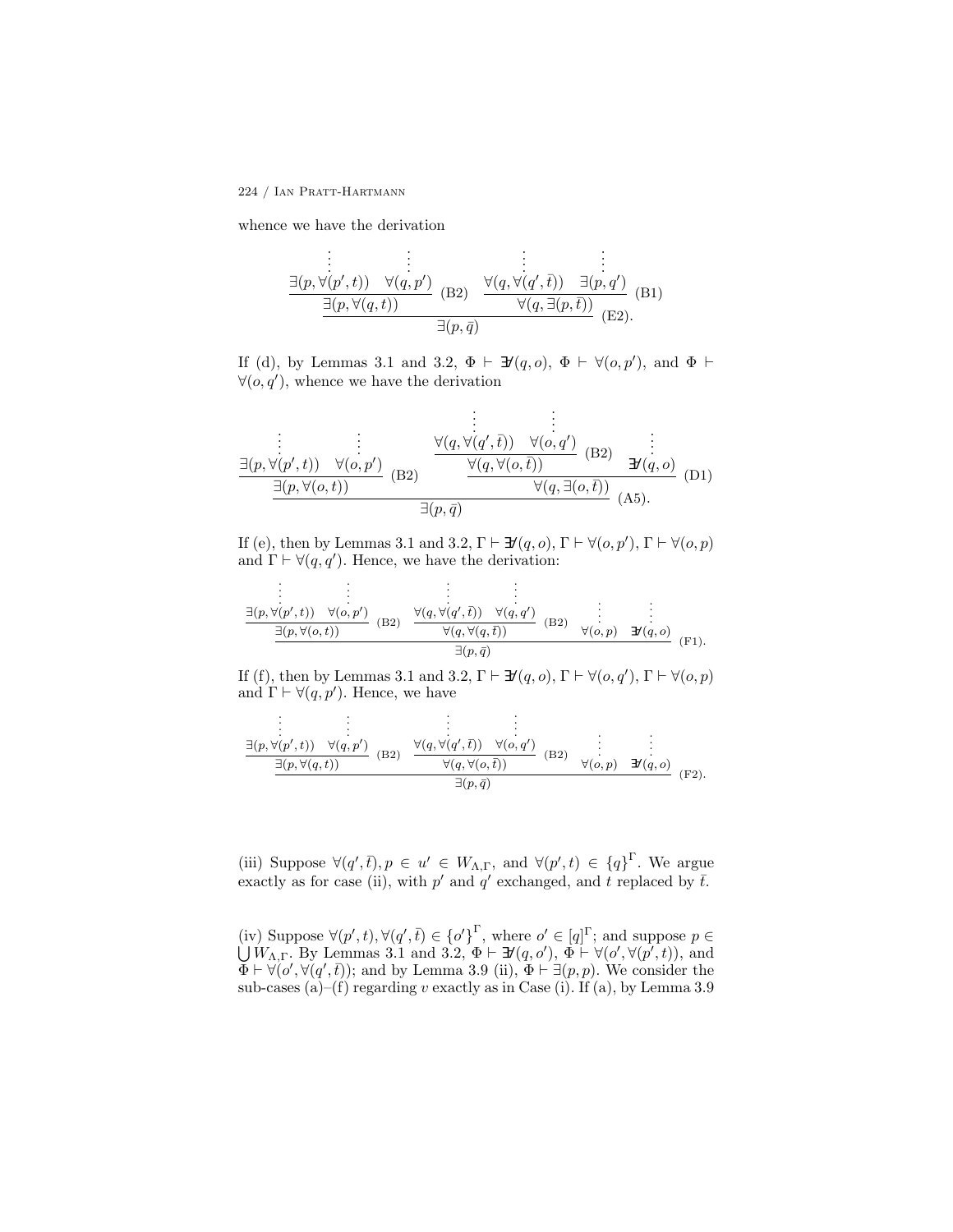whence we have the derivation

$$\dfrac{\dfrac{\begin{matrix}\vdots \\ \exists(p,\forall(p',t))\end{matrix} \quad \begin{matrix}\vdots \\ \forall(q,p')\end{matrix}}{\exists(p,\forall(q,t))}\text{(B2)} \quad \dfrac{\begin{matrix}\vdots \\ \forall(q,\forall(q',\bar{t}))\end{matrix} \quad \begin{matrix}\vdots \\ \exists(p,q')\end{matrix}}{\forall(q,\exists(p,\bar{t}))}\text{(B1)}}{\exists(p,\bar{q})}\text{(E2)}.$$

If (d), by Lemmas 3.1 and 3.2, $\Phi \vdash \not\exists(q,o)$, $\Phi \vdash \forall(o,p')$, and $\Phi \vdash \forall(o,q')$, whence we have the derivation

$$\dfrac{\dfrac{\begin{matrix}\vdots \\ \exists(p,\forall(p',t))\end{matrix} \quad \begin{matrix}\vdots \\ \forall(o,p')\end{matrix}}{\exists(p,\forall(o,t))}\text{(B2)} \quad \dfrac{\dfrac{\begin{matrix}\vdots \\ \forall(q,\forall(q',\bar{t}))\end{matrix} \quad \begin{matrix}\vdots \\ \forall(o,q')\end{matrix}}{\forall(q,\forall(o,\bar{t}))}\text{(B2)} \quad \begin{matrix}\vdots \\ \not\exists(q,o)\end{matrix}}{\forall(q,\exists(o,\bar{t}))}\text{(D1)}}{\exists(p,\bar{q})}\text{(A5)}.$$

If (e), then by Lemmas 3.1 and 3.2, $\Gamma \vdash \not\exists(q,o)$, $\Gamma \vdash \forall(o,p')$, $\Gamma \vdash \forall(o,p)$ and $\Gamma \vdash \forall(q,q')$. Hence, we have the derivation:

$$\dfrac{\dfrac{\begin{matrix}\vdots \\ \exists(p,\forall(p',t))\end{matrix} \quad \begin{matrix}\vdots \\ \forall(o,p')\end{matrix}}{\exists(p,\forall(o,t))}\text{(B2)} \quad \dfrac{\begin{matrix}\vdots \\ \forall(q,\forall(q',\bar{t}))\end{matrix} \quad \begin{matrix}\vdots \\ \forall(q,q')\end{matrix}}{\forall(q,\forall(q,\bar{t}))}\text{(B2)} \quad \begin{matrix}\vdots \\ \forall(o,p)\end{matrix} \quad \begin{matrix}\vdots \\ \not\exists(q,o)\end{matrix}}{\exists(p,\bar{q})}\text{(F1)}.$$

If (f), then by Lemmas 3.1 and 3.2, $\Gamma \vdash \not\exists(q,o)$, $\Gamma \vdash \forall(o,q')$, $\Gamma \vdash \forall(o,p)$ and $\Gamma \vdash \forall(q,p')$. Hence, we have

$$\dfrac{\dfrac{\begin{matrix}\vdots \\ \exists(p,\forall(p',t))\end{matrix} \quad \begin{matrix}\vdots \\ \forall(q,p')\end{matrix}}{\exists(p,\forall(q,t))}\text{(B2)} \quad \dfrac{\begin{matrix}\vdots \\ \forall(q,\forall(q',\bar{t}))\end{matrix} \quad \begin{matrix}\vdots \\ \forall(o,q')\end{matrix}}{\forall(q,\forall(o,\bar{t}))}\text{(B2)} \quad \begin{matrix}\vdots \\ \forall(o,p)\end{matrix} \quad \begin{matrix}\vdots \\ \not\exists(q,o)\end{matrix}}{\exists(p,\bar{q})}\text{(F2)}.$$

(iii) Suppose $\forall(q',\bar{t}), p \in u' \in W_{\Lambda,\Gamma}$, and $\forall(p',t) \in \{q\}^{\Gamma}$. We argue exactly as for case (ii), with $p'$ and $q'$ exchanged, and $t$ replaced by $\bar{t}$.

(iv) Suppose $\forall(p',t), \forall(q',\bar{t}) \in \{o'\}^{\Gamma}$, where $o' \in [q]^{\Gamma}$; and suppose $p \in \bigcup W_{\Lambda,\Gamma}$. By Lemmas 3.1 and 3.2, $\Phi \vdash \not\exists(q,o')$, $\Phi \vdash \forall(o',\forall(p',t))$, and $\Phi \vdash \forall(o',\forall(q',\bar{t}))$; and by Lemma 3.9 (ii), $\Phi \vdash \exists(p,p)$. We consider the sub-cases (a)–(f) regarding $v$ exactly as in Case (i). If (a), by Lemma 3.9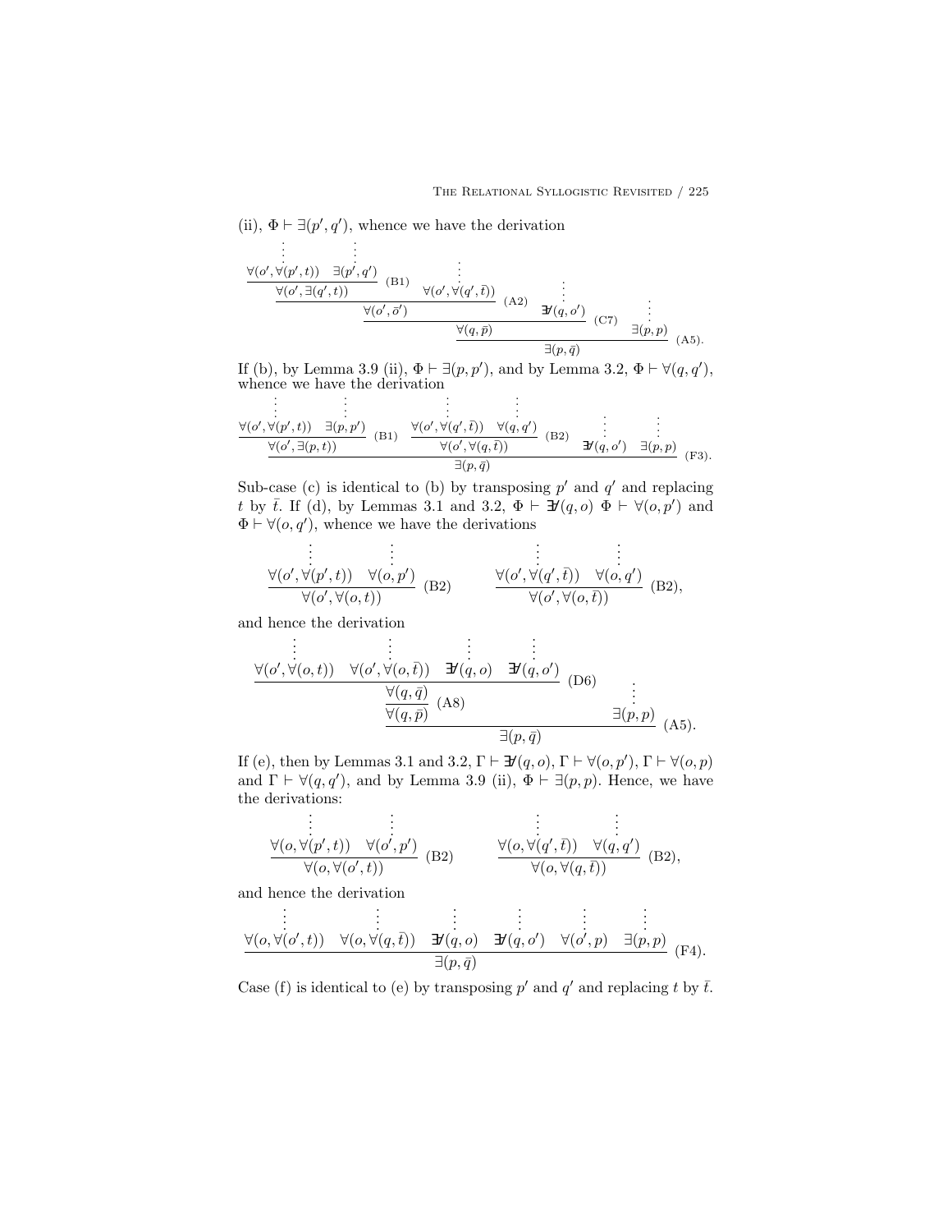(ii), $\Phi \vdash \exists(p', q')$, whence we have the derivation

$$
\dfrac{\dfrac{\dfrac{\dfrac{\begin{matrix}\vdots \\ \forall(o', \forall(p', t))\end{matrix} \quad \begin{matrix}\vdots \\ \exists(p', q')\end{matrix}}{\forall(o', \exists(q', t))} \text{ (B1)} \quad \begin{matrix}\vdots \\ \forall(o', \forall(q', \bar{t}))\end{matrix}}{\forall(o', \bar{o}')} \text{ (A2)} \quad \begin{matrix}\vdots \\ \exists\!\!\!/(q, o')\end{matrix}}{\forall(q, \bar{p})} \text{ (C7)} \quad \begin{matrix}\vdots \\ \exists(p, p)\end{matrix}}{\exists(p, \bar{q})} \text{ (A5).}
$$

If (b), by Lemma 3.9 (ii), $\Phi \vdash \exists(p, p')$, and by Lemma 3.2, $\Phi \vdash \forall(q, q')$, whence we have the derivation

$$
\dfrac{\dfrac{\begin{matrix}\vdots \\ \forall(o', \forall(p', t))\end{matrix} \quad \begin{matrix}\vdots \\ \exists(p, p')\end{matrix}}{\forall(o', \exists(p, t))} \text{ (B1)} \quad \dfrac{\begin{matrix}\vdots \\ \forall(o', \forall(q', \bar{t}))\end{matrix} \quad \begin{matrix}\vdots \\ \forall(q, q')\end{matrix}}{\forall(o', \forall(q, \bar{t}))} \text{ (B2)} \quad \begin{matrix}\vdots \\ \exists\!\!\!/(q, o')\end{matrix} \quad \begin{matrix}\vdots \\ \exists(p, p)\end{matrix}}{\exists(p, \bar{q})} \text{ (F3).}
$$

Sub-case (c) is identical to (b) by transposing $p'$ and $q'$ and replacing $t$ by $\bar{t}$. If (d), by Lemmas 3.1 and 3.2, $\Phi \vdash \exists\!\!\!/(q, o)$ $\Phi \vdash \forall(o, p')$ and $\Phi \vdash \forall(o, q')$, whence we have the derivations

$$
\dfrac{\begin{matrix}\vdots \\ \forall(o', \forall(p', t))\end{matrix} \quad \begin{matrix}\vdots \\ \forall(o, p')\end{matrix}}{\forall(o', \forall(o, t))} \text{ (B2)} \qquad \dfrac{\begin{matrix}\vdots \\ \forall(o', \forall(q', \bar{t}))\end{matrix} \quad \begin{matrix}\vdots \\ \forall(o, q')\end{matrix}}{\forall(o', \forall(o, \bar{t}))} \text{ (B2),}
$$

and hence the derivation

$$
\dfrac{\dfrac{\dfrac{\begin{matrix}\vdots \\ \forall(o', \forall(o, t))\end{matrix} \quad \begin{matrix}\vdots \\ \forall(o', \forall(o, \bar{t}))\end{matrix} \quad \begin{matrix}\vdots \\ \exists\!\!\!/(q, o)\end{matrix} \quad \begin{matrix}\vdots \\ \exists\!\!\!/(q, o')\end{matrix}}{\forall(q, \bar{q})} \text{ (D6)}}{\forall(q, \bar{p})} \text{ (A8)} \quad \begin{matrix}\vdots \\ \exists(p, p)\end{matrix}}{\exists(p, \bar{q})} \text{ (A5).}
$$

If (e), then by Lemmas 3.1 and 3.2, $\Gamma \vdash \exists\!\!\!/(q, o)$, $\Gamma \vdash \forall(o, p')$, $\Gamma \vdash \forall(o, p)$ and $\Gamma \vdash \forall(q, q')$, and by Lemma 3.9 (ii), $\Phi \vdash \exists(p, p)$. Hence, we have the derivations:

$$
\dfrac{\begin{matrix}\vdots \\ \forall(o, \forall(p', t))\end{matrix} \quad \begin{matrix}\vdots \\ \forall(o', p')\end{matrix}}{\forall(o, \forall(o', t))} \text{ (B2)} \qquad \dfrac{\begin{matrix}\vdots \\ \forall(o, \forall(q', \bar{t}))\end{matrix} \quad \begin{matrix}\vdots \\ \forall(q, q')\end{matrix}}{\forall(o, \forall(q, \bar{t}))} \text{ (B2),}
$$

and hence the derivation

$$
\dfrac{\begin{matrix}\vdots \\ \forall(o, \forall(o', t))\end{matrix} \quad \begin{matrix}\vdots \\ \forall(o, \forall(q, \bar{t}))\end{matrix} \quad \begin{matrix}\vdots \\ \exists\!\!\!/(q, o)\end{matrix} \quad \begin{matrix}\vdots \\ \exists\!\!\!/(q, o')\end{matrix} \quad \begin{matrix}\vdots \\ \forall(o', p)\end{matrix} \quad \begin{matrix}\vdots \\ \exists(p, p)\end{matrix}}{\exists(p, \bar{q})} \text{ (F4).}
$$

Case (f) is identical to (e) by transposing $p'$ and $q'$ and replacing $t$ by $\bar{t}$.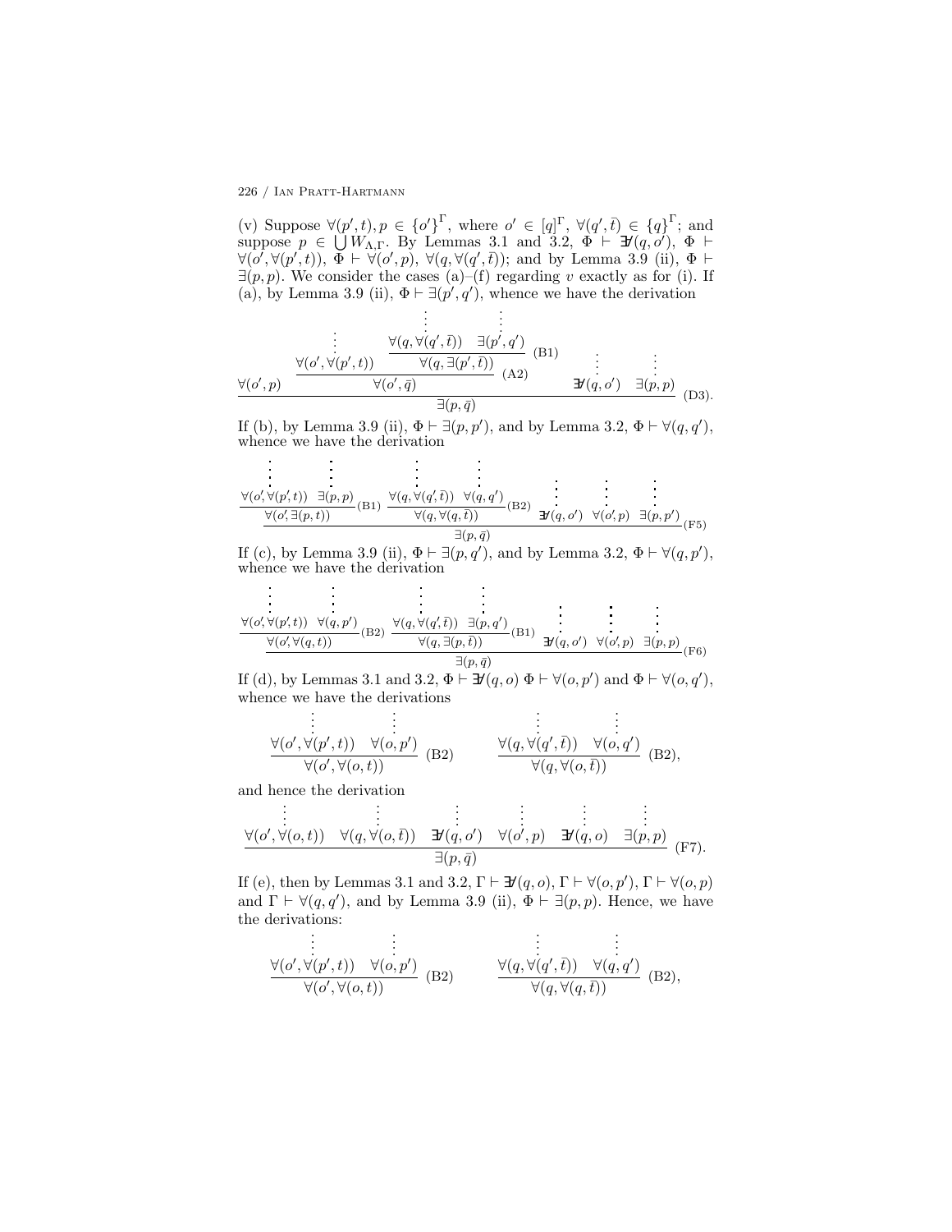(v) Suppose $\forall(p',t), p \in \{o'\}^\Gamma$, where $o' \in [q]^\Gamma$, $\forall(q',\bar{t}) \in \{q\}^\Gamma$; and suppose $p \in \bigcup W_{\Lambda,\Gamma}$. By Lemmas 3.1 and 3.2, $\Phi \vdash \not\exists(q,o')$, $\Phi \vdash \forall(o',\forall(p',t))$, $\Phi \vdash \forall(o',p)$, $\forall(q,\forall(q',\bar{t}))$; and by Lemma 3.9 (ii), $\Phi \vdash \exists(p,p)$. We consider the cases (a)–(f) regarding $v$ exactly as for (i). If (a), by Lemma 3.9 (ii), $\Phi \vdash \exists(p',q')$, whence we have the derivation

$$\dfrac{\forall(o',p) \quad \dfrac{\overset{\vdots}{\forall(o',\forall(p',t))} \quad \dfrac{\overset{\vdots}{\forall(q,\forall(q',\bar{t}))} \quad \overset{\vdots}{\exists(p',q')}}{\forall(q,\exists(p',\bar{t}))}\text{(B1)}}{\forall(o',\bar{q})}\text{(A2)} \quad \overset{\vdots}{\not\exists(q,o')} \quad \overset{\vdots}{\exists(p,p)}}{\exists(p,\bar{q})}\text{(D3)}.$$

If (b), by Lemma 3.9 (ii), $\Phi \vdash \exists(p,p')$, and by Lemma 3.2, $\Phi \vdash \forall(q,q')$, whence we have the derivation

$$\dfrac{\dfrac{\overset{\vdots}{\forall(o',\forall(p',t))} \quad \overset{\vdots}{\exists(p,p)}}{\forall(o',\exists(p,t))}\text{(B1)} \quad \dfrac{\overset{\vdots}{\forall(q,\forall(q',\bar{t}))} \quad \overset{\vdots}{\forall(q,q')}}{\forall(q,\forall(q,\bar{t}))}\text{(B2)} \quad \overset{\vdots}{\not\exists(q,o')} \quad \overset{\vdots}{\forall(o',p)} \quad \overset{\vdots}{\exists(p,p')}}{\exists(p,\bar{q})}\text{(F5)}$$

If (c), by Lemma 3.9 (ii), $\Phi \vdash \exists(p,q')$, and by Lemma 3.2, $\Phi \vdash \forall(q,p')$, whence we have the derivation

$$\dfrac{\dfrac{\overset{\vdots}{\forall(o',\forall(p',t))} \quad \overset{\vdots}{\forall(q,p')}}{\forall(o',\forall(q,t))}\text{(B2)} \quad \dfrac{\overset{\vdots}{\forall(q,\forall(q',\bar{t}))} \quad \overset{\vdots}{\exists(p,q')}}{\forall(q,\exists(p,\bar{t}))}\text{(B1)} \quad \overset{\vdots}{\not\exists(q,o')} \quad \overset{\vdots}{\forall(o',p)} \quad \overset{\vdots}{\exists(p,p)}}{\exists(p,\bar{q})}\text{(F6)}$$

If (d), by Lemmas 3.1 and 3.2, $\Phi \vdash \not\exists(q,o)$ $\Phi \vdash \forall(o,p')$ and $\Phi \vdash \forall(o,q')$, whence we have the derivations

$$\dfrac{\overset{\vdots}{\forall(o',\forall(p',t))} \quad \overset{\vdots}{\forall(o,p')}}{\forall(o',\forall(o,t))}\text{(B2)} \qquad \dfrac{\overset{\vdots}{\forall(q,\forall(q',\bar{t}))} \quad \overset{\vdots}{\forall(o,q')}}{\forall(q,\forall(o,\bar{t}))}\text{(B2)},$$

and hence the derivation

$$\dfrac{\overset{\vdots}{\forall(o',\forall(o,t))} \quad \overset{\vdots}{\forall(q,\forall(o,\bar{t}))} \quad \overset{\vdots}{\not\exists(q,o')} \quad \overset{\vdots}{\forall(o',p)} \quad \overset{\vdots}{\not\exists(q,o)} \quad \overset{\vdots}{\exists(p,p)}}{\exists(p,\bar{q})}\text{(F7)}.$$

If (e), then by Lemmas 3.1 and 3.2, $\Gamma \vdash \not\exists(q,o)$, $\Gamma \vdash \forall(o,p')$, $\Gamma \vdash \forall(o,p)$ and $\Gamma \vdash \forall(q,q')$, and by Lemma 3.9 (ii), $\Phi \vdash \exists(p,p)$. Hence, we have the derivations:

$$\dfrac{\overset{\vdots}{\forall(o',\forall(p',t))} \quad \overset{\vdots}{\forall(o,p')}}{\forall(o',\forall(o,t))}\text{(B2)} \qquad \dfrac{\overset{\vdots}{\forall(q,\forall(q',\bar{t}))} \quad \overset{\vdots}{\forall(q,q')}}{\forall(q,\forall(q,\bar{t}))}\text{(B2)},$$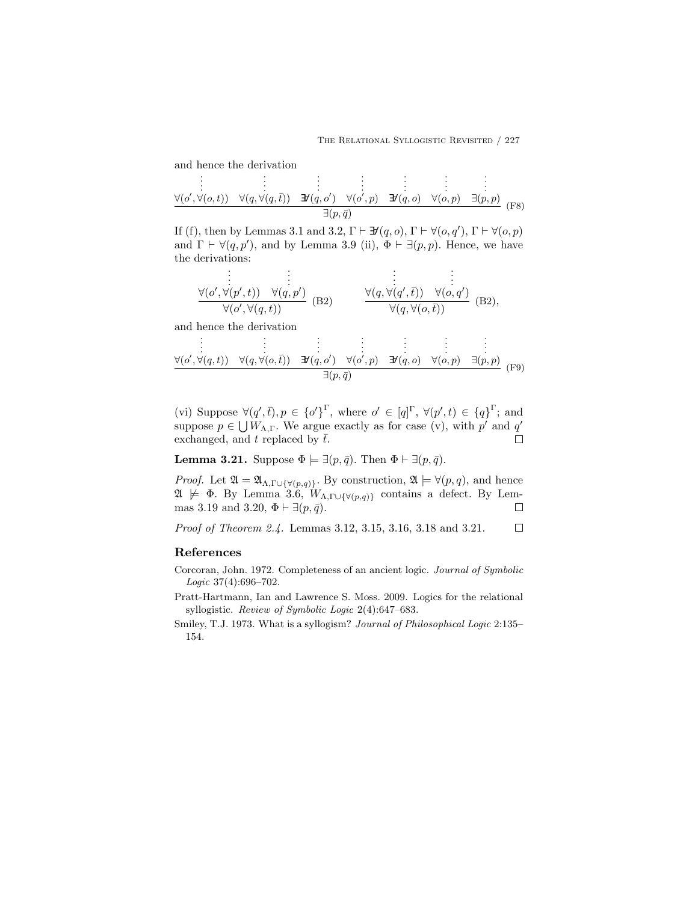and hence the derivation

$$\dfrac{\begin{matrix}\vdots \\ \forall(o', \forall(o,t))\end{matrix} \quad \begin{matrix}\vdots \\ \forall(q, \forall(q,\bar{t}))\end{matrix} \quad \begin{matrix}\vdots \\ \not\exists(q,o')\end{matrix} \quad \begin{matrix}\vdots \\ \forall(o',p)\end{matrix} \quad \begin{matrix}\vdots \\ \not\exists(q,o)\end{matrix} \quad \begin{matrix}\vdots \\ \forall(o,p)\end{matrix} \quad \begin{matrix}\vdots \\ \exists(p,p)\end{matrix}}{\exists(p,\bar{q})} \text{ (F8)}$$

If (f), then by Lemmas 3.1 and 3.2, $\Gamma \vdash \not\exists(q,o)$, $\Gamma \vdash \forall(o,q')$, $\Gamma \vdash \forall(o,p)$ and $\Gamma \vdash \forall(q,p')$, and by Lemma 3.9 (ii), $\Phi \vdash \exists(p,p)$. Hence, we have the derivations:

$$\dfrac{\begin{matrix}\vdots \\ \forall(o', \forall(p',t))\end{matrix} \quad \begin{matrix}\vdots \\ \forall(q,p')\end{matrix}}{\forall(o', \forall(q,t))} \text{ (B2)} \qquad \dfrac{\begin{matrix}\vdots \\ \forall(q, \forall(q',\bar{t}))\end{matrix} \quad \begin{matrix}\vdots \\ \forall(o,q')\end{matrix}}{\forall(q, \forall(o,\bar{t}))} \text{ (B2)},$$

and hence the derivation

$$\dfrac{\begin{matrix}\vdots \\ \forall(o', \forall(q,t))\end{matrix} \quad \begin{matrix}\vdots \\ \forall(q, \forall(o,\bar{t}))\end{matrix} \quad \begin{matrix}\vdots \\ \not\exists(q,o')\end{matrix} \quad \begin{matrix}\vdots \\ \forall(o',p)\end{matrix} \quad \begin{matrix}\vdots \\ \not\exists(q,o)\end{matrix} \quad \begin{matrix}\vdots \\ \forall(o,p)\end{matrix} \quad \begin{matrix}\vdots \\ \exists(p,p)\end{matrix}}{\exists(p,\bar{q})} \text{ (F9)}$$

(vi) Suppose $\forall(q',\bar{t}), p \in \{o'\}^{\Gamma}$, where $o' \in [q]^{\Gamma}$, $\forall(p',t) \in \{q\}^{\Gamma}$; and suppose $p \in \bigcup W_{\Lambda,\Gamma}$. We argue exactly as for case (v), with $p'$ and $q'$ exchanged, and $t$ replaced by $\bar{t}$. □

**Lemma 3.21.** Suppose $\Phi \models \exists(p,\bar{q})$. Then $\Phi \vdash \exists(p,\bar{q})$.

*Proof.* Let $\mathfrak{A} = \mathfrak{A}_{\Lambda,\Gamma\cup\{\forall(p,q)\}}$. By construction, $\mathfrak{A} \models \forall(p,q)$, and hence $\mathfrak{A} \not\models \Phi$. By Lemma 3.6, $W_{\Lambda,\Gamma\cup\{\forall(p,q)\}}$ contains a defect. By Lemmas 3.19 and 3.20, $\Phi \vdash \exists(p,\bar{q})$. □

*Proof of Theorem 2.4.* Lemmas 3.12, 3.15, 3.16, 3.18 and 3.21. □

## References

Corcoran, John. 1972. Completeness of an ancient logic. *Journal of Symbolic Logic* 37(4):696–702.

Pratt-Hartmann, Ian and Lawrence S. Moss. 2009. Logics for the relational syllogistic. *Review of Symbolic Logic* 2(4):647–683.

Smiley, T.J. 1973. What is a syllogism? *Journal of Philosophical Logic* 2:135–154.